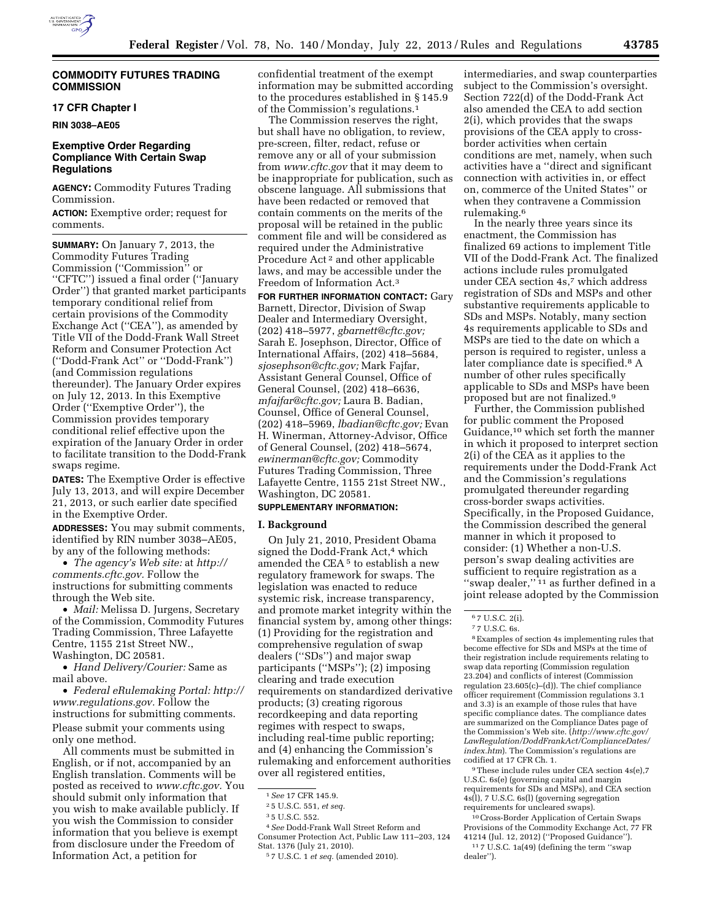## COMMODITY FUTURES TRADING COMMISSION

### 17 CFR Chapter I

**RIN 3038–AE05**

### Exemptive Order Regarding Compliance With Certain Swap Regulations

**AGENCY:** Commodity Futures Trading Commission.

**ACTION:** Exemptive order; request for comments.

**SUMMARY:** On January 7, 2013, the Commodity Futures Trading Commission (''Commission'' or ''CFTC'') issued a final order (''January Order'') that granted market participants temporary conditional relief from certain provisions of the Commodity Exchange Act (''CEA''), as amended by Title VII of the Dodd-Frank Wall Street Reform and Consumer Protection Act (''Dodd-Frank Act'' or ''Dodd-Frank'') (and Commission regulations thereunder). The January Order expires on July 12, 2013. In this Exemptive Order (''Exemptive Order''), the Commission provides temporary conditional relief effective upon the expiration of the January Order in order to facilitate transition to the Dodd-Frank swaps regime.

**DATES:** The Exemptive Order is effective July 13, 2013, and will expire December 21, 2013, or such earlier date specified in the Exemptive Order.

**ADDRESSES:** You may submit comments, identified by RIN number 3038–AE05, by any of the following methods:

- *The agency's Web site:* at *http://comments.cftc.gov*. Follow the instructions for submitting comments through the Web site.
- *Mail:* Melissa D. Jurgens, Secretary of the Commission, Commodity Futures Trading Commission, Three Lafayette Centre, 1155 21st Street NW., Washington, DC 20581.
- *Hand Delivery/Courier:* Same as mail above.
- *Federal eRulemaking Portal: http://www.regulations.gov*. Follow the instructions for submitting comments.

Please submit your comments using only one method.

All comments must be submitted in English, or if not, accompanied by an English translation. Comments will be posted as received to *www.cftc.gov*. You should submit only information that you wish to make available publicly. If you wish the Commission to consider information that you believe is exempt from disclosure under the Freedom of Information Act, a petition for confidential treatment of the exempt information may be submitted according to the procedures established in § 145.9 of the Commission's regulations.[1]

The Commission reserves the right, but shall have no obligation, to review, pre-screen, filter, redact, refuse or remove any or all of your submission from *www.cftc.gov* that it may deem to be inappropriate for publication, such as obscene language. All submissions that have been redacted or removed that contain comments on the merits of the proposal will be retained in the public comment file and will be considered as required under the Administrative Procedure Act[2] and other applicable laws, and may be accessible under the Freedom of Information Act.[3]

**FOR FURTHER INFORMATION CONTACT:** Gary Barnett, Director, Division of Swap Dealer and Intermediary Oversight, (202) 418–5977, *gbarnett@cftc.gov;* Sarah E. Josephson, Director, Office of International Affairs, (202) 418–5684, *sjosephson@cftc.gov;* Mark Fajfar, Assistant General Counsel, Office of General Counsel, (202) 418–6636, *mfajfar@cftc.gov;* Laura B. Badian, Counsel, Office of General Counsel, (202) 418–5969, *lbadian@cftc.gov;* Evan H. Winerman, Attorney-Advisor, Office of General Counsel, (202) 418–5674, *ewinerman@cftc.gov;* Commodity Futures Trading Commission, Three Lafayette Centre, 1155 21st Street NW., Washington, DC 20581.

**SUPPLEMENTARY INFORMATION:**

### I. Background

On July 21, 2010, President Obama signed the Dodd-Frank Act,[4] which amended the CEA[5] to establish a new regulatory framework for swaps. The legislation was enacted to reduce systemic risk, increase transparency, and promote market integrity within the financial system by, among other things: (1) Providing for the registration and comprehensive regulation of swap dealers (''SDs'') and major swap participants (''MSPs''); (2) imposing clearing and trade execution requirements on standardized derivative products; (3) creating rigorous recordkeeping and data reporting regimes with respect to swaps, including real-time public reporting; and (4) enhancing the Commission's rulemaking and enforcement authorities over all registered entities, intermediaries, and swap counterparties subject to the Commission's oversight. Section 722(d) of the Dodd-Frank Act also amended the CEA to add section 2(i), which provides that the swaps provisions of the CEA apply to cross-border activities when certain conditions are met, namely, when such activities have a ''direct and significant connection with activities in, or effect on, commerce of the United States'' or when they contravene a Commission rulemaking.[6]

In the nearly three years since its enactment, the Commission has finalized 69 actions to implement Title VII of the Dodd-Frank Act. The finalized actions include rules promulgated under CEA section 4s,[7] which address registration of SDs and MSPs and other substantive requirements applicable to SDs and MSPs. Notably, many section 4s requirements applicable to SDs and MSPs are tied to the date on which a person is required to register, unless a later compliance date is specified.[8] A number of other rules specifically applicable to SDs and MSPs have been proposed but are not finalized.[9]

Further, the Commission published for public comment the Proposed Guidance,[10] which set forth the manner in which it proposed to interpret section 2(i) of the CEA as it applies to the requirements under the Dodd-Frank Act and the Commission's regulations promulgated thereunder regarding cross-border swaps activities. Specifically, in the Proposed Guidance, the Commission described the general manner in which it proposed to consider: (1) Whether a non-U.S. person's swap dealing activities are sufficient to require registration as a ''swap dealer,''[11] as further defined in a joint release adopted by the Commission

---

[1] *See* 17 CFR 145.9.

[2] 5 U.S.C. 551, *et seq.*

[3] 5 U.S.C. 552.

[4] *See* Dodd-Frank Wall Street Reform and Consumer Protection Act, Public Law 111–203, 124 Stat. 1376 (July 21, 2010).

[5] 7 U.S.C. 1 *et seq.* (amended 2010).

[6] 7 U.S.C. 2(i).

[7] 7 U.S.C. 6s.

[8] Examples of section 4s implementing rules that become effective for SDs and MSPs at the time of their registration include requirements relating to swap data reporting (Commission regulation 23.204) and conflicts of interest (Commission regulation 23.605(c)–(d)). The chief compliance officer requirement (Commission regulations 3.1 and 3.3) is an example of those rules that have specific compliance dates. The compliance dates are summarized on the Compliance Dates page of the Commission's Web site. (*http://www.cftc.gov/LawRegulation/DoddFrankAct/ComplianceDates/index.htm*). The Commission's regulations are codified at 17 CFR Ch. 1.

[9] These include rules under CEA section 4s(e),7 U.S.C. 6s(e) (governing capital and margin requirements for SDs and MSPs), and CEA section 4s(l), 7 U.S.C. 6s(l) (governing segregation requirements for uncleared swaps).

[10] Cross-Border Application of Certain Swaps Provisions of the Commodity Exchange Act, 77 FR 41214 (Jul. 12, 2012) (''Proposed Guidance'').

[11] 7 U.S.C. 1a(49) (defining the term ''swap dealer'').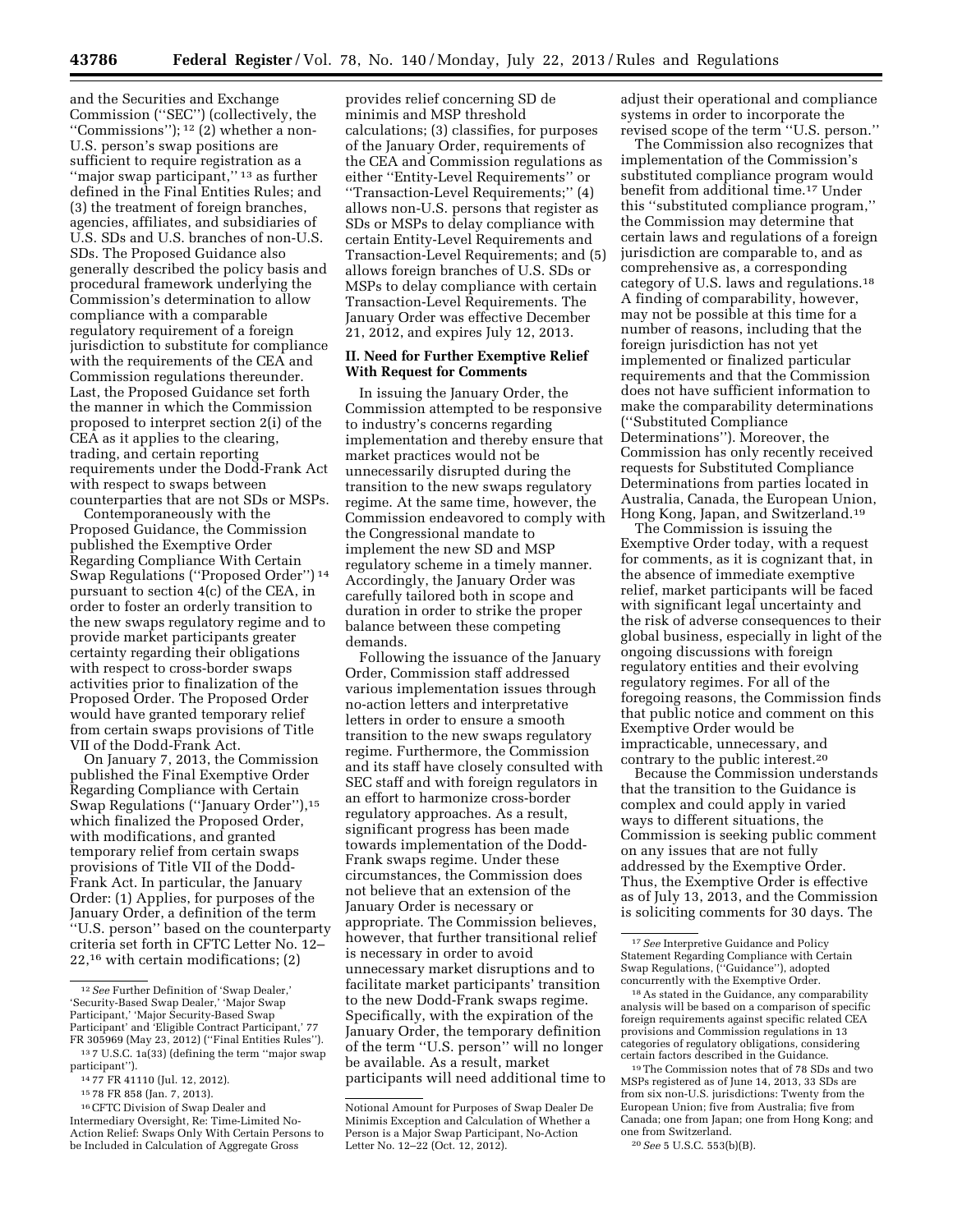and the Securities and Exchange Commission (''SEC'') (collectively, the ''Commissions''); [12] (2) whether a non-U.S. person's swap positions are sufficient to require registration as a ''major swap participant,'' [13] as further defined in the Final Entities Rules; and (3) the treatment of foreign branches, agencies, affiliates, and subsidiaries of U.S. SDs and U.S. branches of non-U.S. SDs. The Proposed Guidance also generally described the policy basis and procedural framework underlying the Commission's determination to allow compliance with a comparable regulatory requirement of a foreign jurisdiction to substitute for compliance with the requirements of the CEA and Commission regulations thereunder. Last, the Proposed Guidance set forth the manner in which the Commission proposed to interpret section 2(i) of the CEA as it applies to the clearing, trading, and certain reporting requirements under the Dodd-Frank Act with respect to swaps between counterparties that are not SDs or MSPs.

Contemporaneously with the Proposed Guidance, the Commission published the Exemptive Order Regarding Compliance With Certain Swap Regulations (''Proposed Order'') [14] pursuant to section 4(c) of the CEA, in order to foster an orderly transition to the new swaps regulatory regime and to provide market participants greater certainty regarding their obligations with respect to cross-border swaps activities prior to finalization of the Proposed Order. The Proposed Order would have granted temporary relief from certain swaps provisions of Title VII of the Dodd-Frank Act.

On January 7, 2013, the Commission published the Final Exemptive Order Regarding Compliance with Certain Swap Regulations (''January Order''), [15] which finalized the Proposed Order, with modifications, and granted temporary relief from certain swaps provisions of Title VII of the Dodd-Frank Act. In particular, the January Order: (1) Applies, for purposes of the January Order, a definition of the term ''U.S. person'' based on the counterparty criteria set forth in CFTC Letter No. 12–22, [16] with certain modifications; (2) provides relief concerning SD de minimis and MSP threshold calculations; (3) classifies, for purposes of the January Order, requirements of the CEA and Commission regulations as either ''Entity-Level Requirements'' or ''Transaction-Level Requirements;'' (4) allows non-U.S. persons that register as SDs or MSPs to delay compliance with certain Entity-Level Requirements and Transaction-Level Requirements; and (5) allows foreign branches of U.S. SDs or MSPs to delay compliance with certain Transaction-Level Requirements. The January Order was effective December 21, 2012, and expires July 12, 2013.

## II. Need for Further Exemptive Relief With Request for Comments

In issuing the January Order, the Commission attempted to be responsive to industry's concerns regarding implementation and thereby ensure that market practices would not be unnecessarily disrupted during the transition to the new swaps regulatory regime. At the same time, however, the Commission endeavored to comply with the Congressional mandate to implement the new SD and MSP regulatory scheme in a timely manner. Accordingly, the January Order was carefully tailored both in scope and duration in order to strike the proper balance between these competing demands.

Following the issuance of the January Order, Commission staff addressed various implementation issues through no-action letters and interpretative letters in order to ensure a smooth transition to the new swaps regulatory regime. Furthermore, the Commission and its staff have closely consulted with SEC staff and with foreign regulators in an effort to harmonize cross-border regulatory approaches. As a result, significant progress has been made towards implementation of the Dodd-Frank swaps regime. Under these circumstances, the Commission does not believe that an extension of the January Order is necessary or appropriate. The Commission believes, however, that further transitional relief is necessary in order to avoid unnecessary market disruptions and to facilitate market participants' transition to the new Dodd-Frank swaps regime. Specifically, with the expiration of the January Order, the temporary definition of the term ''U.S. person'' will no longer be available. As a result, market participants will need additional time to adjust their operational and compliance systems in order to incorporate the revised scope of the term ''U.S. person.''

The Commission also recognizes that implementation of the Commission's substituted compliance program would benefit from additional time. [17] Under this ''substituted compliance program,'' the Commission may determine that certain laws and regulations of a foreign jurisdiction are comparable to, and as comprehensive as, a corresponding category of U.S. laws and regulations. [18] A finding of comparability, however, may not be possible at this time for a number of reasons, including that the foreign jurisdiction has not yet implemented or finalized particular requirements and that the Commission does not have sufficient information to make the comparability determinations (''Substituted Compliance Determinations''). Moreover, the Commission has only recently received requests for Substituted Compliance Determinations from parties located in Australia, Canada, the European Union, Hong Kong, Japan, and Switzerland. [19]

The Commission is issuing the Exemptive Order today, with a request for comments, as it is cognizant that, in the absence of immediate exemptive relief, market participants will be faced with significant legal uncertainty and the risk of adverse consequences to their global business, especially in light of the ongoing discussions with foreign regulatory entities and their evolving regulatory regimes. For all of the foregoing reasons, the Commission finds that public notice and comment on this Exemptive Order would be impracticable, unnecessary, and contrary to the public interest. [20]

Because the Commission understands that the transition to the Guidance is complex and could apply in varied ways to different situations, the Commission is seeking public comment on any issues that are not fully addressed by the Exemptive Order. Thus, the Exemptive Order is effective as of July 13, 2013, and the Commission is soliciting comments for 30 days. The

---

[12] *See* Further Definition of 'Swap Dealer,' 'Security-Based Swap Dealer,' 'Major Swap Participant,' 'Major Security-Based Swap Participant' and 'Eligible Contract Participant,' 77 FR 305969 (May 23, 2012) (''Final Entities Rules'').

[13] 7 U.S.C. 1a(33) (defining the term ''major swap participant'').

[14] 77 FR 41110 (Jul. 12, 2012).

[15] 78 FR 858 (Jan. 7, 2013).

[16] CFTC Division of Swap Dealer and Intermediary Oversight, Re: Time-Limited No-Action Relief: Swaps Only With Certain Persons to be Included in Calculation of Aggregate Gross Notional Amount for Purposes of Swap Dealer De Minimis Exception and Calculation of Whether a Person is a Major Swap Participant, No-Action Letter No. 12–22 (Oct. 12, 2012).

[17] *See* Interpretive Guidance and Policy Statement Regarding Compliance with Certain Swap Regulations, (''Guidance''), adopted concurrently with the Exemptive Order.

[18] As stated in the Guidance, any comparability analysis will be based on a comparison of specific foreign requirements against specific related CEA provisions and Commission regulations in 13 categories of regulatory obligations, considering certain factors described in the Guidance.

[19] The Commission notes that of 78 SDs and two MSPs registered as of June 14, 2013, 33 SDs are from six non-U.S. jurisdictions: Twenty from the European Union; five from Australia; five from Canada; one from Japan; one from Hong Kong; and one from Switzerland.

[20] *See* 5 U.S.C. 553(b)(B).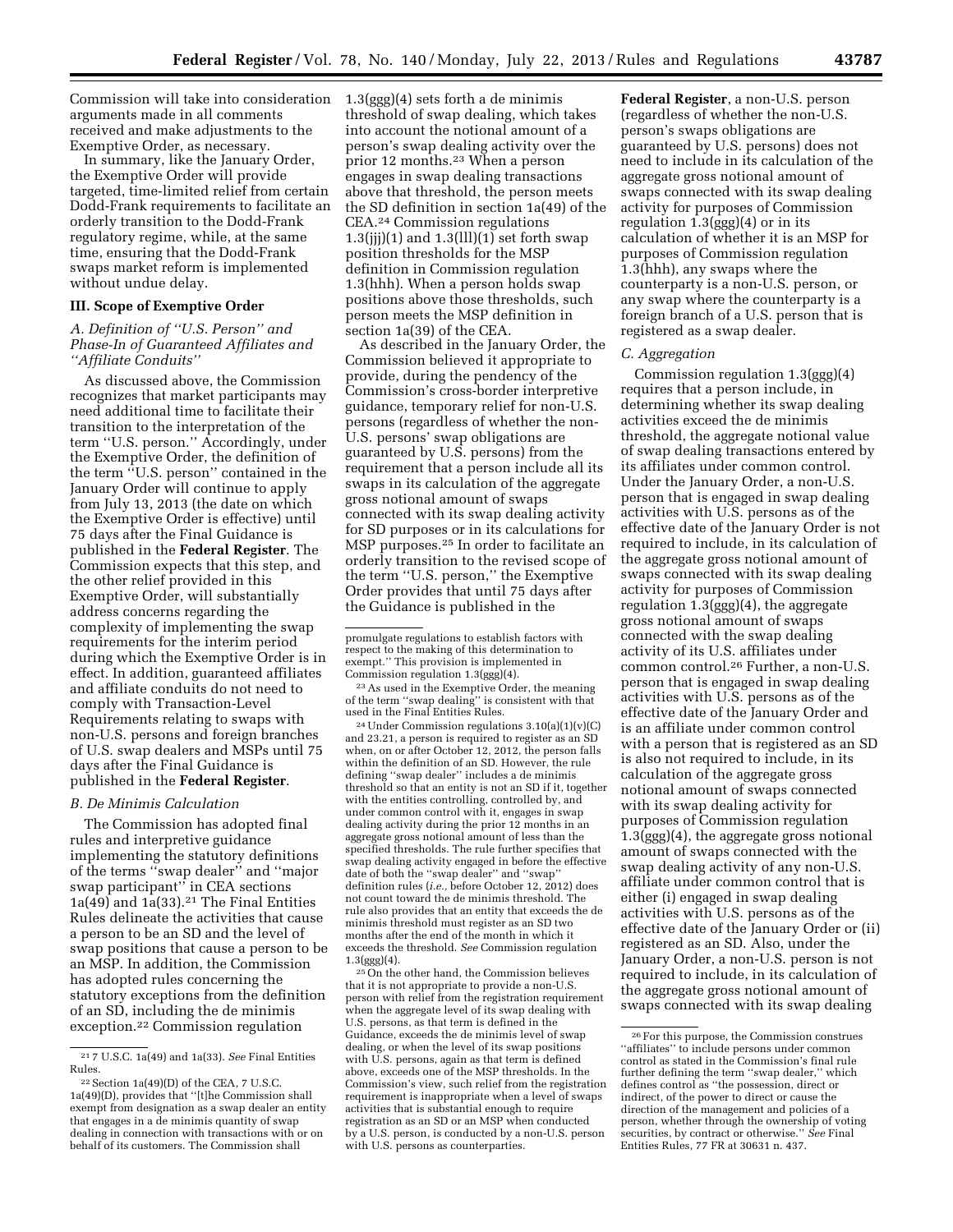Commission will take into consideration arguments made in all comments received and make adjustments to the Exemptive Order, as necessary.

In summary, like the January Order, the Exemptive Order will provide targeted, time-limited relief from certain Dodd-Frank requirements to facilitate an orderly transition to the Dodd-Frank regulatory regime, while, at the same time, ensuring that the Dodd-Frank swaps market reform is implemented without undue delay.

### III. Scope of Exemptive Order

#### *A. Definition of "U.S. Person" and Phase-In of Guaranteed Affiliates and "Affiliate Conduits"*

As discussed above, the Commission recognizes that market participants may need additional time to facilitate their transition to the interpretation of the term "U.S. person." Accordingly, under the Exemptive Order, the definition of the term "U.S. person" contained in the January Order will continue to apply from July 13, 2013 (the date on which the Exemptive Order is effective) until 75 days after the Final Guidance is published in the **Federal Register**. The Commission expects that this step, and the other relief provided in this Exemptive Order, will substantially address concerns regarding the complexity of implementing the swap requirements for the interim period during which the Exemptive Order is in effect. In addition, guaranteed affiliates and affiliate conduits do not need to comply with Transaction-Level Requirements relating to swaps with non-U.S. persons and foreign branches of U.S. swap dealers and MSPs until 75 days after the Final Guidance is published in the **Federal Register**.

#### *B. De Minimis Calculation*

The Commission has adopted final rules and interpretive guidance implementing the statutory definitions of the terms "swap dealer" and "major swap participant" in CEA sections 1a(49) and 1a(33).[21] The Final Entities Rules delineate the activities that cause a person to be an SD and the level of swap positions that cause a person to be an MSP. In addition, the Commission has adopted rules concerning the statutory exceptions from the definition of an SD, including the de minimis exception.[22] Commission regulation 1.3(ggg)(4) sets forth a de minimis threshold of swap dealing, which takes into account the notional amount of a person's swap dealing activity over the prior 12 months.[23] When a person engages in swap dealing transactions above that threshold, the person meets the SD definition in section 1a(49) of the CEA.[24] Commission regulations 1.3(jjj)(1) and 1.3(lll)(1) set forth swap position thresholds for the MSP definition in Commission regulation 1.3(hhh). When a person holds swap positions above those thresholds, such person meets the MSP definition in section 1a(39) of the CEA.

As described in the January Order, the Commission believed it appropriate to provide, during the pendency of the Commission's cross-border interpretive guidance, temporary relief for non-U.S. persons (regardless of whether the non-U.S. persons' swap obligations are guaranteed by U.S. persons) from the requirement that a person include all its swaps in its calculation of the aggregate gross notional amount of swaps connected with its swap dealing activity for SD purposes or in its calculations for MSP purposes.[25] In order to facilitate an orderly transition to the revised scope of the term "U.S. person," the Exemptive Order provides that until 75 days after the Guidance is published in the **Federal Register**, a non-U.S. person (regardless of whether the non-U.S. person's swaps obligations are guaranteed by U.S. persons) does not need to include in its calculation of the aggregate gross notional amount of swaps connected with its swap dealing activity for purposes of Commission regulation 1.3(ggg)(4) or in its calculation of whether it is an MSP for purposes of Commission regulation 1.3(hhh), any swaps where the counterparty is a non-U.S. person, or any swap where the counterparty is a foreign branch of a U.S. person that is registered as a swap dealer.

#### *C. Aggregation*

Commission regulation 1.3(ggg)(4) requires that a person include, in determining whether its swap dealing activities exceed the de minimis threshold, the aggregate notional value of swap dealing transactions entered by its affiliates under common control. Under the January Order, a non-U.S. person that is engaged in swap dealing activities with U.S. persons as of the effective date of the January Order is not required to include, in its calculation of the aggregate gross notional amount of swaps connected with its swap dealing activity for purposes of Commission regulation 1.3(ggg)(4), the aggregate gross notional amount of swaps connected with the swap dealing activity of its U.S. affiliates under common control.[26] Further, a non-U.S. person that is engaged in swap dealing activities with U.S. persons as of the effective date of the January Order and is an affiliate under common control with a person that is registered as an SD is also not required to include, in its calculation of the aggregate gross notional amount of swaps connected with its swap dealing activity for purposes of Commission regulation 1.3(ggg)(4), the aggregate gross notional amount of swaps connected with the swap dealing activity of any non-U.S. affiliate under common control that is either (i) engaged in swap dealing activities with U.S. persons as of the effective date of the January Order or (ii) registered as an SD. Also, under the January Order, a non-U.S. person is not required to include, in its calculation of the aggregate gross notional amount of swaps connected with its swap dealing

---

[21] 7 U.S.C. 1a(49) and 1a(33). *See* Final Entities Rules.

[22] Section 1a(49)(D) of the CEA, 7 U.S.C. 1a(49)(D), provides that "[t]he Commission shall exempt from designation as a swap dealer an entity that engages in a de minimis quantity of swap dealing in connection with transactions with or on behalf of its customers. The Commission shall promulgate regulations to establish factors with respect to the making of this determination to exempt." This provision is implemented in Commission regulation 1.3(ggg)(4).

[23] As used in the Exemptive Order, the meaning of the term "swap dealing" is consistent with that used in the Final Entities Rules.

[24] Under Commission regulations 3.10(a)(1)(v)(C) and 23.21, a person is required to register as an SD when, on or after October 12, 2012, the person falls within the definition of an SD. However, the rule defining "swap dealer" includes a de minimis threshold so that an entity is not an SD if it, together with the entities controlling, controlled by, and under common control with it, engages in swap dealing activity during the prior 12 months in an aggregate gross notional amount of less than the specified thresholds. The rule further specifies that swap dealing activity engaged in before the effective date of both the "swap dealer" and "swap" definition rules (*i.e.,* before October 12, 2012) does not count toward the de minimis threshold. The rule also provides that an entity that exceeds the de minimis threshold must register as an SD two months after the end of the month in which it exceeds the threshold. *See* Commission regulation 1.3(ggg)(4).

[25] On the other hand, the Commission believes that it is not appropriate to provide a non-U.S. person with relief from the registration requirement when the aggregate level of its swap dealing with U.S. persons, as that term is defined in the Guidance, exceeds the de minimis level of swap dealing, or when the level of its swap positions with U.S. persons, again as that term is defined above, exceeds one of the MSP thresholds. In the Commission's view, such relief from the registration requirement is inappropriate when a level of swaps activities that is substantial enough to require registration as an SD or an MSP when conducted by a U.S. person, is conducted by a non-U.S. person with U.S. persons as counterparties.

[26] For this purpose, the Commission construes "affiliates" to include persons under common control as stated in the Commission's final rule further defining the term "swap dealer," which defines control as "the possession, direct or indirect, of the power to direct or cause the direction of the management and policies of a person, whether through the ownership of voting securities, by contract or otherwise." *See* Final Entities Rules, 77 FR at 30631 n. 437.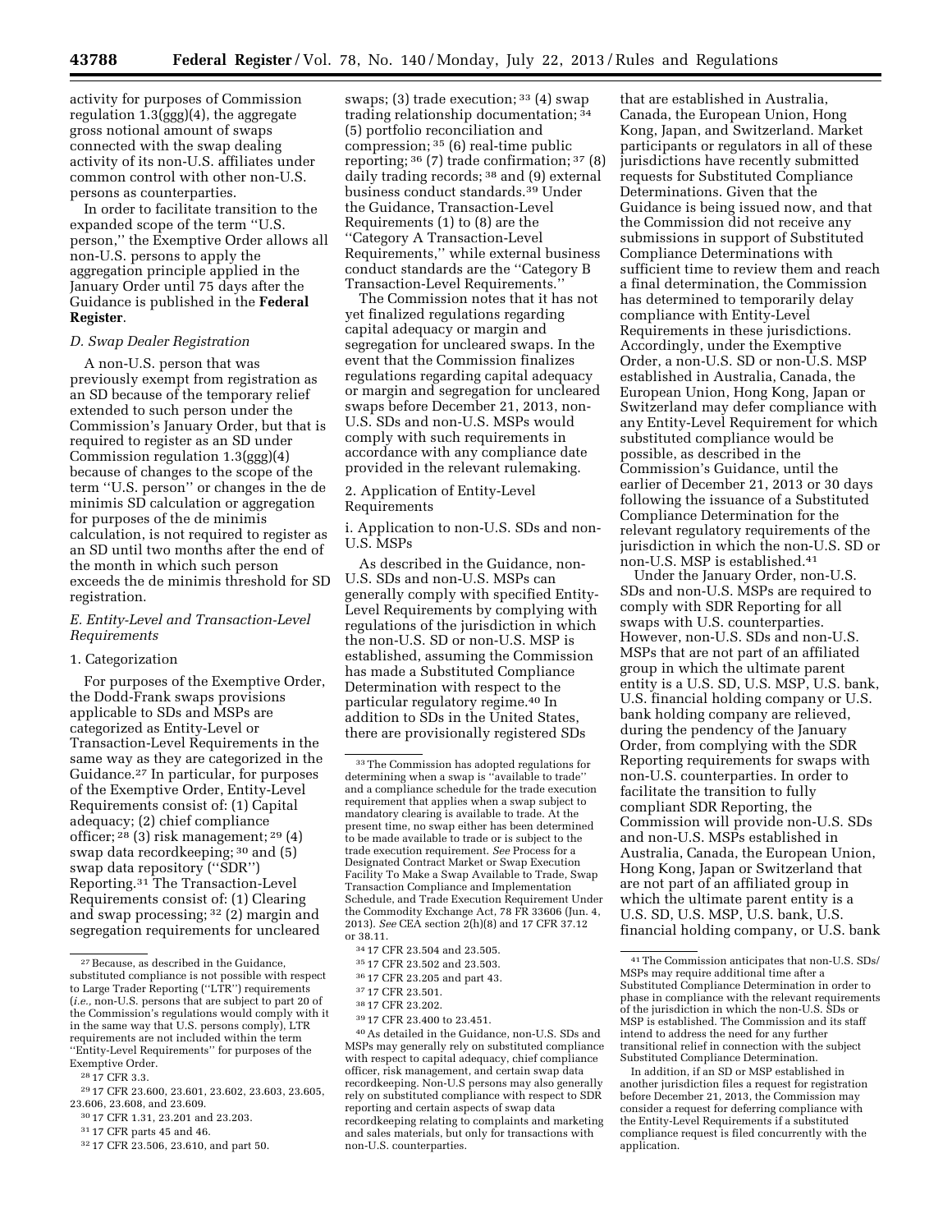activity for purposes of Commission regulation 1.3(ggg)(4), the aggregate gross notional amount of swaps connected with the swap dealing activity of its non-U.S. affiliates under common control with other non-U.S. persons as counterparties.

In order to facilitate transition to the expanded scope of the term ''U.S. person,'' the Exemptive Order allows all non-U.S. persons to apply the aggregation principle applied in the January Order until 75 days after the Guidance is published in the **Federal Register**.

### *D. Swap Dealer Registration*

A non-U.S. person that was previously exempt from registration as an SD because of the temporary relief extended to such person under the Commission's January Order, but that is required to register as an SD under Commission regulation 1.3(ggg)(4) because of changes to the scope of the term ''U.S. person'' or changes in the de minimis SD calculation or aggregation for purposes of the de minimis calculation, is not required to register as an SD until two months after the end of the month in which such person exceeds the de minimis threshold for SD registration.

### *E. Entity-Level and Transaction-Level Requirements*

#### 1. Categorization

For purposes of the Exemptive Order, the Dodd-Frank swaps provisions applicable to SDs and MSPs are categorized as Entity-Level or Transaction-Level Requirements in the same way as they are categorized in the Guidance.[27] In particular, for purposes of the Exemptive Order, Entity-Level Requirements consist of: (1) Capital adequacy; (2) chief compliance officer; [28] (3) risk management; [29] (4) swap data recordkeeping; [30] and (5) swap data repository (''SDR'') Reporting.[31] The Transaction-Level Requirements consist of: (1) Clearing and swap processing; [32] (2) margin and segregation requirements for uncleared swaps; (3) trade execution; [33] (4) swap trading relationship documentation; [34] (5) portfolio reconciliation and compression; [35] (6) real-time public reporting; [36] (7) trade confirmation; [37] (8) daily trading records; [38] and (9) external business conduct standards.[39] Under the Guidance, Transaction-Level Requirements (1) to (8) are the ''Category A Transaction-Level Requirements,'' while external business conduct standards are the ''Category B Transaction-Level Requirements.''

The Commission notes that it has not yet finalized regulations regarding capital adequacy or margin and segregation for uncleared swaps. In the event that the Commission finalizes regulations regarding capital adequacy or margin and segregation for uncleared swaps before December 21, 2013, non-U.S. SDs and non-U.S. MSPs would comply with such requirements in accordance with any compliance date provided in the relevant rulemaking.

#### 2. Application of Entity-Level Requirements

##### i. Application to non-U.S. SDs and non-U.S. MSPs

As described in the Guidance, non-U.S. SDs and non-U.S. MSPs can generally comply with specified Entity-Level Requirements by complying with regulations of the jurisdiction in which the non-U.S. SD or non-U.S. MSP is established, assuming the Commission has made a Substituted Compliance Determination with respect to the particular regulatory regime.[40] In addition to SDs in the United States, there are provisionally registered SDs that are established in Australia, Canada, the European Union, Hong Kong, Japan, and Switzerland. Market participants or regulators in all of these jurisdictions have recently submitted requests for Substituted Compliance Determinations. Given that the Guidance is being issued now, and that the Commission did not receive any submissions in support of Substituted Compliance Determinations with sufficient time to review them and reach a final determination, the Commission has determined to temporarily delay compliance with Entity-Level Requirements in these jurisdictions. Accordingly, under the Exemptive Order, a non-U.S. SD or non-U.S. MSP established in Australia, Canada, the European Union, Hong Kong, Japan or Switzerland may defer compliance with any Entity-Level Requirement for which substituted compliance would be possible, as described in the Commission's Guidance, until the earlier of December 21, 2013 or 30 days following the issuance of a Substituted Compliance Determination for the relevant regulatory requirements of the jurisdiction in which the non-U.S. SD or non-U.S. MSP is established.[41]

Under the January Order, non-U.S. SDs and non-U.S. MSPs are required to comply with SDR Reporting for all swaps with U.S. counterparties. However, non-U.S. SDs and non-U.S. MSPs that are not part of an affiliated group in which the ultimate parent entity is a U.S. SD, U.S. MSP, U.S. bank, U.S. financial holding company or U.S. bank holding company are relieved, during the pendency of the January Order, from complying with the SDR Reporting requirements for swaps with non-U.S. counterparties. In order to facilitate the transition to fully compliant SDR Reporting, the Commission will provide non-U.S. SDs and non-U.S. MSPs established in Australia, Canada, the European Union, Hong Kong, Japan or Switzerland that are not part of an affiliated group in which the ultimate parent entity is a U.S. SD, U.S. MSP, U.S. bank, U.S. financial holding company, or U.S. bank

---

[27] Because, as described in the Guidance, substituted compliance is not possible with respect to Large Trader Reporting (''LTR'') requirements (*i.e.,* non-U.S. persons that are subject to part 20 of the Commission's regulations would comply with it in the same way that U.S. persons comply), LTR requirements are not included within the term ''Entity-Level Requirements'' for purposes of the Exemptive Order.

[28] 17 CFR 3.3.

[29] 17 CFR 23.600, 23.601, 23.602, 23.603, 23.605, 23.606, 23.608, and 23.609.

[30] 17 CFR 1.31, 23.201 and 23.203.

[31] 17 CFR parts 45 and 46.

[32] 17 CFR 23.506, 23.610, and part 50.

[33] The Commission has adopted regulations for determining when a swap is ''available to trade'' and a compliance schedule for the trade execution requirement that applies when a swap subject to mandatory clearing is available to trade. At the present time, no swap either has been determined to be made available to trade or is subject to the trade execution requirement. *See* Process for a Designated Contract Market or Swap Execution Facility To Make a Swap Available to Trade, Swap Transaction Compliance and Implementation Schedule, and Trade Execution Requirement Under the Commodity Exchange Act, 78 FR 33606 (Jun. 4, 2013). *See* CEA section 2(h)(8) and 17 CFR 37.12 or 38.11.

[34] 17 CFR 23.504 and 23.505.

[35] 17 CFR 23.502 and 23.503.

[36] 17 CFR 23.205 and part 43.

[37] 17 CFR 23.501.

[38] 17 CFR 23.202.

[39] 17 CFR 23.400 to 23.451.

[40] As detailed in the Guidance, non-U.S. SDs and MSPs may generally rely on substituted compliance with respect to capital adequacy, chief compliance officer, risk management, and certain swap data recordkeeping. Non-U.S persons may also generally rely on substituted compliance with respect to SDR reporting and certain aspects of swap data recordkeeping relating to complaints and marketing and sales materials, but only for transactions with non-U.S. counterparties.

[41] The Commission anticipates that non-U.S. SDs/MSPs may require additional time after a Substituted Compliance Determination in order to phase in compliance with the relevant requirements of the jurisdiction in which the non-U.S. SDs or MSP is established. The Commission and its staff intend to address the need for any further transitional relief in connection with the subject Substituted Compliance Determination.

In addition, if an SD or MSP established in another jurisdiction files a request for registration before December 21, 2013, the Commission may consider a request for deferring compliance with the Entity-Level Requirements if a substituted compliance request is filed concurrently with the application.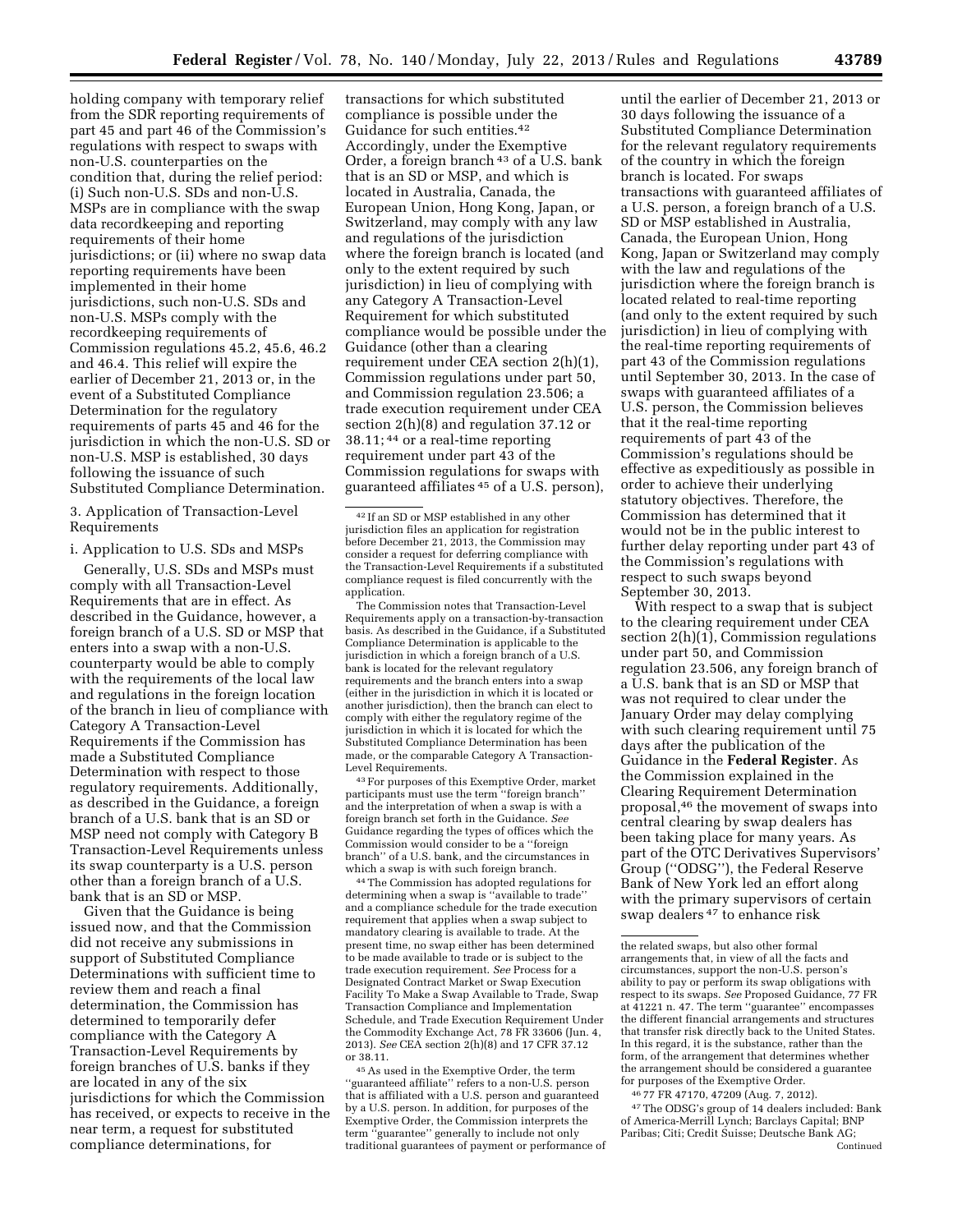holding company with temporary relief from the SDR reporting requirements of part 45 and part 46 of the Commission's regulations with respect to swaps with non-U.S. counterparties on the condition that, during the relief period: (i) Such non-U.S. SDs and non-U.S. MSPs are in compliance with the swap data recordkeeping and reporting requirements of their home jurisdictions; or (ii) where no swap data reporting requirements have been implemented in their home jurisdictions, such non-U.S. SDs and non-U.S. MSPs comply with the recordkeeping requirements of Commission regulations 45.2, 45.6, 46.2 and 46.4. This relief will expire the earlier of December 21, 2013 or, in the event of a Substituted Compliance Determination for the regulatory requirements of parts 45 and 46 for the jurisdiction in which the non-U.S. SD or non-U.S. MSP is established, 30 days following the issuance of such Substituted Compliance Determination.

3. Application of Transaction-Level Requirements

i. Application to U.S. SDs and MSPs

Generally, U.S. SDs and MSPs must comply with all Transaction-Level Requirements that are in effect. As described in the Guidance, however, a foreign branch of a U.S. SD or MSP that enters into a swap with a non-U.S. counterparty would be able to comply with the requirements of the local law and regulations in the foreign location of the branch in lieu of compliance with Category A Transaction-Level Requirements if the Commission has made a Substituted Compliance Determination with respect to those regulatory requirements. Additionally, as described in the Guidance, a foreign branch of a U.S. bank that is an SD or MSP need not comply with Category B Transaction-Level Requirements unless its swap counterparty is a U.S. person other than a foreign branch of a U.S. bank that is an SD or MSP.

Given that the Guidance is being issued now, and that the Commission did not receive any submissions in support of Substituted Compliance Determinations with sufficient time to review them and reach a final determination, the Commission has determined to temporarily defer compliance with the Category A Transaction-Level Requirements by foreign branches of U.S. banks if they are located in any of the six jurisdictions for which the Commission has received, or expects to receive in the near term, a request for substituted compliance determinations, for transactions for which substituted compliance is possible under the Guidance for such entities.[42] Accordingly, under the Exemptive Order, a foreign branch[43] of a U.S. bank that is an SD or MSP, and which is located in Australia, Canada, the European Union, Hong Kong, Japan, or Switzerland, may comply with any law and regulations of the jurisdiction where the foreign branch is located (and only to the extent required by such jurisdiction) in lieu of complying with any Category A Transaction-Level Requirement for which substituted compliance would be possible under the Guidance (other than a clearing requirement under CEA section 2(h)(1), Commission regulations under part 50, and Commission regulation 23.506; a trade execution requirement under CEA section 2(h)(8) and regulation 37.12 or 38.11;[44] or a real-time reporting requirement under part 43 of the Commission regulations for swaps with guaranteed affiliates[45] of a U.S. person), until the earlier of December 21, 2013 or 30 days following the issuance of a Substituted Compliance Determination for the relevant regulatory requirements of the country in which the foreign branch is located. For swaps transactions with guaranteed affiliates of a U.S. person, a foreign branch of a U.S. SD or MSP established in Australia, Canada, the European Union, Hong Kong, Japan or Switzerland may comply with the law and regulations of the jurisdiction where the foreign branch is located related to real-time reporting (and only to the extent required by such jurisdiction) in lieu of complying with the real-time reporting requirements of part 43 of the Commission regulations until September 30, 2013. In the case of swaps with guaranteed affiliates of a U.S. person, the Commission believes that it the real-time reporting requirements of part 43 of the Commission's regulations should be effective as expeditiously as possible in order to achieve their underlying statutory objectives. Therefore, the Commission has determined that it would not be in the public interest to further delay reporting under part 43 of the Commission's regulations with respect to such swaps beyond September 30, 2013.

With respect to a swap that is subject to the clearing requirement under CEA section 2(h)(1), Commission regulations under part 50, and Commission regulation 23.506, any foreign branch of a U.S. bank that is an SD or MSP that was not required to clear under the January Order may delay complying with such clearing requirement until 75 days after the publication of the Guidance in the **Federal Register**. As the Commission explained in the Clearing Requirement Determination proposal,[46] the movement of swaps into central clearing by swap dealers has been taking place for many years. As part of the OTC Derivatives Supervisors' Group ("ODSG"), the Federal Reserve Bank of New York led an effort along with the primary supervisors of certain swap dealers[47] to enhance risk

---

[42] If an SD or MSP established in any other jurisdiction files an application for registration before December 21, 2013, the Commission may consider a request for deferring compliance with the Transaction-Level Requirements if a substituted compliance request is filed concurrently with the application.

The Commission notes that Transaction-Level Requirements apply on a transaction-by-transaction basis. As described in the Guidance, if a Substituted Compliance Determination is applicable to the jurisdiction in which a foreign branch of a U.S. bank is located for the relevant regulatory requirements and the branch enters into a swap (either in the jurisdiction in which it is located or another jurisdiction), then the branch can elect to comply with either the regulatory regime of the jurisdiction in which it is located for which the Substituted Compliance Determination has been made, or the comparable Category A Transaction-Level Requirements.

[43] For purposes of this Exemptive Order, market participants must use the term "foreign branch" and the interpretation of when a swap is with a foreign branch set forth in the Guidance. *See* Guidance regarding the types of offices which the Commission would consider to be a "foreign branch" of a U.S. bank, and the circumstances in which a swap is with such foreign branch.

[44] The Commission has adopted regulations for determining when a swap is "available to trade" and a compliance schedule for the trade execution requirement that applies when a swap subject to mandatory clearing is available to trade. At the present time, no swap either has been determined to be made available to trade or is subject to the trade execution requirement. *See* Process for a Designated Contract Market or Swap Execution Facility To Make a Swap Available to Trade, Swap Transaction Compliance and Implementation Schedule, and Trade Execution Requirement Under the Commodity Exchange Act, 78 FR 33606 (Jun. 4, 2013). *See* CEA section 2(h)(8) and 17 CFR 37.12 or 38.11.

[45] As used in the Exemptive Order, the term "guaranteed affiliate" refers to a non-U.S. person that is affiliated with a U.S. person and guaranteed by a U.S. person. In addition, for purposes of the Exemptive Order, the Commission interprets the term "guarantee" generally to include not only traditional guarantees of payment or performance of the related swaps, but also other formal arrangements that, in view of all the facts and circumstances, support the non-U.S. person's ability to pay or perform its swap obligations with respect to its swaps. *See* Proposed Guidance, 77 FR at 41221 n. 47. The term "guarantee" encompasses the different financial arrangements and structures that transfer risk directly back to the United States. In this regard, it is the substance, rather than the form, of the arrangement that determines whether the arrangement should be considered a guarantee for purposes of the Exemptive Order.

[46] 77 FR 47170, 47209 (Aug. 7, 2012).

[47] The ODSG's group of 14 dealers included: Bank of America-Merrill Lynch; Barclays Capital; BNP Paribas; Citi; Credit Suisse; Deutsche Bank AG;

Continued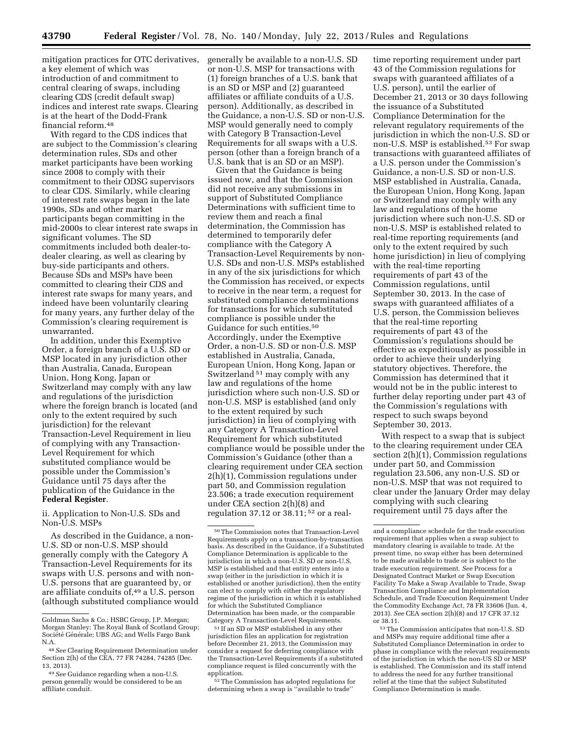mitigation practices for OTC derivatives, a key element of which was introduction of and commitment to central clearing of swaps, including clearing CDS (credit default swap) indices and interest rate swaps. Clearing is at the heart of the Dodd-Frank financial reform.[48]

With regard to the CDS indices that are subject to the Commission's clearing determination rules, SDs and other market participants have been working since 2008 to comply with their commitment to their ODSG supervisors to clear CDS. Similarly, while clearing of interest rate swaps began in the late 1990s, SDs and other market participants began committing in the mid-2000s to clear interest rate swaps in significant volumes. The SD commitments included both dealer-to-dealer clearing, as well as clearing by buy-side participants and others. Because SDs and MSPs have been committed to clearing their CDS and interest rate swaps for many years, and indeed have been voluntarily clearing for many years, any further delay of the Commission's clearing requirement is unwarranted.

In addition, under this Exemptive Order, a foreign branch of a U.S. SD or MSP located in any jurisdiction other than Australia, Canada, European Union, Hong Kong, Japan or Switzerland may comply with any law and regulations of the jurisdiction where the foreign branch is located (and only to the extent required by such jurisdiction) for the relevant Transaction-Level Requirement in lieu of complying with any Transaction-Level Requirement for which substituted compliance would be possible under the Commission's Guidance until 75 days after the publication of the Guidance in the **Federal Register**.

ii. Application to Non-U.S. SDs and Non-U.S. MSPs

As described in the Guidance, a non-U.S. SD or non-U.S. MSP should generally comply with the Category A Transaction-Level Requirements for its swaps with U.S. persons and with non-U.S. persons that are guaranteed by, or are affiliate conduits of,[49] a U.S. person (although substituted compliance would generally be available to a non-U.S. SD or non-U.S. MSP for transactions with (1) foreign branches of a U.S. bank that is an SD or MSP and (2) guaranteed affiliates or affiliate conduits of a U.S. person). Additionally, as described in the Guidance, a non-U.S. SD or non-U.S. MSP would generally need to comply with Category B Transaction-Level Requirements for all swaps with a U.S. person (other than a foreign branch of a U.S. bank that is an SD or an MSP).

Given that the Guidance is being issued now, and that the Commission did not receive any submissions in support of Substituted Compliance Determinations with sufficient time to review them and reach a final determination, the Commission has determined to temporarily defer compliance with the Category A Transaction-Level Requirements by non-U.S. SDs and non-U.S. MSPs established in any of the six jurisdictions for which the Commission has received, or expects to receive in the near term, a request for substituted compliance determinations for transactions for which substituted compliance is possible under the Guidance for such entities.[50] Accordingly, under the Exemptive Order, a non-U.S. SD or non-U.S. MSP established in Australia, Canada, European Union, Hong Kong, Japan or Switzerland[51] may comply with any law and regulations of the home jurisdiction where such non-U.S. SD or non-U.S. MSP is established (and only to the extent required by such jurisdiction) in lieu of complying with any Category A Transaction-Level Requirement for which substituted compliance would be possible under the Commission's Guidance (other than a clearing requirement under CEA section 2(h)(1), Commission regulations under part 50, and Commission regulation 23.506; a trade execution requirement under CEA section 2(h)(8) and regulation 37.12 or 38.11;[52] or a real-time reporting requirement under part 43 of the Commission regulations for swaps with guaranteed affiliates of a U.S. person), until the earlier of December 21, 2013 or 30 days following the issuance of a Substituted Compliance Determination for the relevant regulatory requirements of the jurisdiction in which the non-U.S. SD or non-U.S. MSP is established.[53] For swap transactions with guaranteed affiliates of a U.S. person under the Commission's Guidance, a non-U.S. SD or non-U.S. MSP established in Australia, Canada, the European Union, Hong Kong, Japan or Switzerland may comply with any law and regulations of the home jurisdiction where such non-U.S. SD or non-U.S. MSP is established related to real-time reporting requirements (and only to the extent required by such home jurisdiction) in lieu of complying with the real-time reporting requirements of part 43 of the Commission regulations, until September 30, 2013. In the case of swaps with guaranteed affiliates of a U.S. person, the Commission believes that the real-time reporting requirements of part 43 of the Commission's regulations should be effective as expeditiously as possible in order to achieve their underlying statutory objectives. Therefore, the Commission has determined that it would not be in the public interest to further delay reporting under part 43 of the Commission's regulations with respect to such swaps beyond September 30, 2013.

With respect to a swap that is subject to the clearing requirement under CEA section 2(h)(1), Commission regulations under part 50, and Commission regulation 23.506, any non-U.S. SD or non-U.S. MSP that was not required to clear under the January Order may delay complying with such clearing requirement until 75 days after the

---

Goldman Sachs & Co.; HSBC Group, J.P. Morgan; Morgan Stanley; The Royal Bank of Scotland Group; Société Générale; UBS AG; and Wells Fargo Bank N.A.

[48] *See* Clearing Requirement Determination under Section 2(h) of the CEA, 77 FR 74284, 74285 (Dec. 13, 2013).

[49] *See* Guidance regarding when a non-U.S. person generally would be considered to be an affiliate conduit.

[50] The Commission notes that Transaction-Level Requirements apply on a transaction-by-transaction basis. As described in the Guidance, if a Substituted Compliance Determination is applicable to the jurisdiction in which a non-U.S. SD or non-U.S. MSP is established and that entity enters into a swap (either in the jurisdiction in which it is established or another jurisdiction), then the entity can elect to comply with either the regulatory regime of the jurisdiction in which it is established for which the Substituted Compliance Determination has been made, or the comparable Category A Transaction-Level Requirements.

[51] If an SD or MSP established in any other jurisdiction files an application for registration before December 21, 2013, the Commission may consider a request for deferring compliance with the Transaction-Level Requirements if a substituted compliance request is filed concurrently with the application.

[52] The Commission has adopted regulations for determining when a swap is "available to trade" and a compliance schedule for the trade execution requirement that applies when a swap subject to mandatory clearing is available to trade. At the present time, no swap either has been determined to be made available to trade or is subject to the trade execution requirement. *See* Process for a Designated Contract Market or Swap Execution Facility To Make a Swap Available to Trade, Swap Transaction Compliance and Implementation Schedule, and Trade Execution Requirement Under the Commodity Exchange Act, 78 FR 33606 (Jun. 4, 2013). *See* CEA section 2(h)(8) and 17 CFR 37.12 or 38.11.

[53] The Commission anticipates that non-U.S. SD and MSPs may require additional time after a Substituted Compliance Determination in order to phase in compliance with the relevant requirements of the jurisdiction in which the non-US SD or MSP is established. The Commission and its staff intend to address the need for any further transitional relief at the time that the subject Substituted Compliance Determination is made.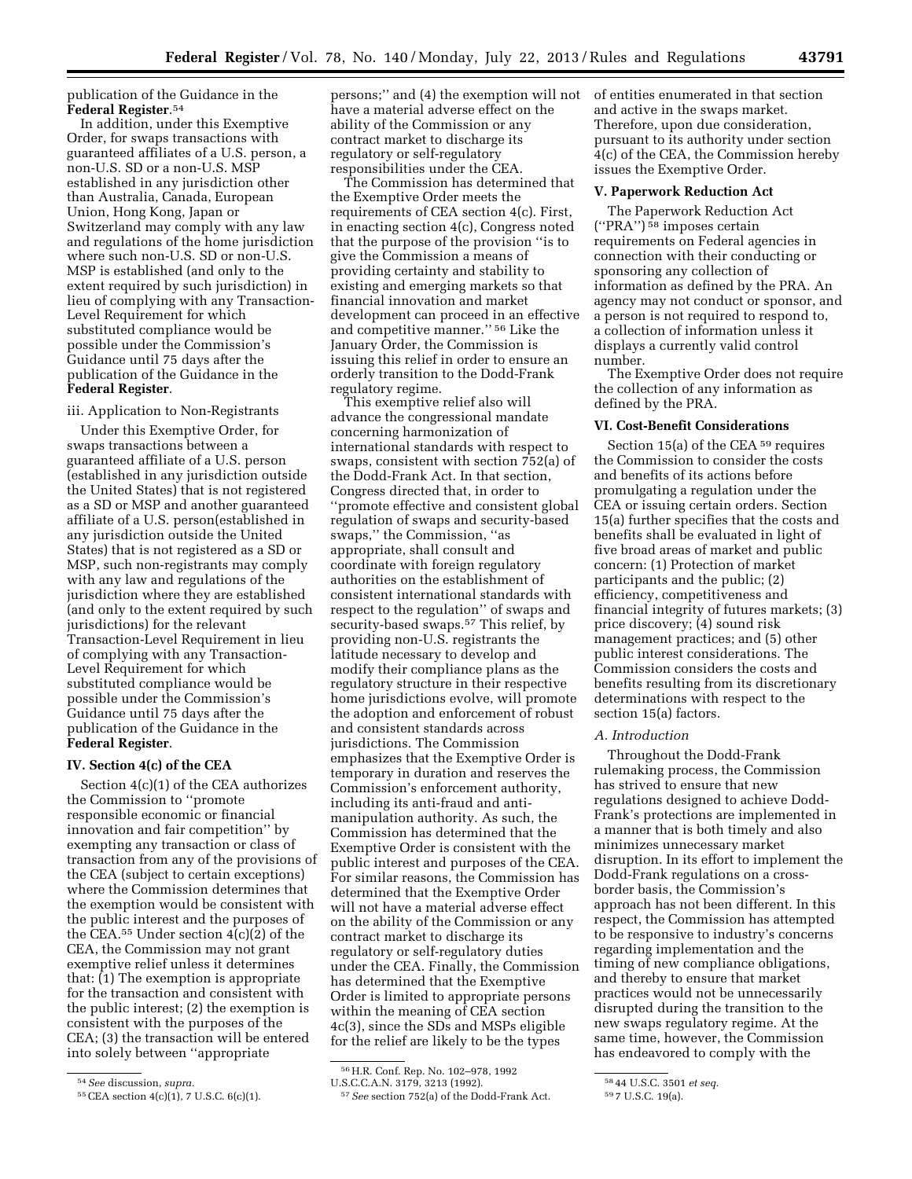publication of the Guidance in the **Federal Register**.[54]

In addition, under this Exemptive Order, for swaps transactions with guaranteed affiliates of a U.S. person, a non-U.S. SD or a non-U.S. MSP established in any jurisdiction other than Australia, Canada, European Union, Hong Kong, Japan or Switzerland may comply with any law and regulations of the home jurisdiction where such non-U.S. SD or non-U.S. MSP is established (and only to the extent required by such jurisdiction) in lieu of complying with any Transaction-Level Requirement for which substituted compliance would be possible under the Commission's Guidance until 75 days after the publication of the Guidance in the **Federal Register**.

iii. Application to Non-Registrants

Under this Exemptive Order, for swaps transactions between a guaranteed affiliate of a U.S. person (established in any jurisdiction outside the United States) that is not registered as a SD or MSP and another guaranteed affiliate of a U.S. person(established in any jurisdiction outside the United States) that is not registered as a SD or MSP, such non-registrants may comply with any law and regulations of the jurisdiction where they are established (and only to the extent required by such jurisdictions) for the relevant Transaction-Level Requirement in lieu of complying with any Transaction-Level Requirement for which substituted compliance would be possible under the Commission's Guidance until 75 days after the publication of the Guidance in the **Federal Register**.

## IV. Section 4(c) of the CEA

Section 4(c)(1) of the CEA authorizes the Commission to "promote responsible economic or financial innovation and fair competition" by exempting any transaction or class of transaction from any of the provisions of the CEA (subject to certain exceptions) where the Commission determines that the exemption would be consistent with the public interest and the purposes of the CEA.[55] Under section 4(c)(2) of the CEA, the Commission may not grant exemptive relief unless it determines that: (1) The exemption is appropriate for the transaction and consistent with the public interest; (2) the exemption is consistent with the purposes of the CEA; (3) the transaction will be entered into solely between "appropriate persons;" and (4) the exemption will not have a material adverse effect on the ability of the Commission or any contract market to discharge its regulatory or self-regulatory responsibilities under the CEA.

The Commission has determined that the Exemptive Order meets the requirements of CEA section 4(c). First, in enacting section 4(c), Congress noted that the purpose of the provision "is to give the Commission a means of providing certainty and stability to existing and emerging markets so that financial innovation and market development can proceed in an effective and competitive manner."[56] Like the January Order, the Commission is issuing this relief in order to ensure an orderly transition to the Dodd-Frank regulatory regime.

This exemptive relief also will advance the congressional mandate concerning harmonization of international standards with respect to swaps, consistent with section 752(a) of the Dodd-Frank Act. In that section, Congress directed that, in order to "promote effective and consistent global regulation of swaps and security-based swaps," the Commission, "as appropriate, shall consult and coordinate with foreign regulatory authorities on the establishment of consistent international standards with respect to the regulation" of swaps and security-based swaps.[57] This relief, by providing non-U.S. registrants the latitude necessary to develop and modify their compliance plans as the regulatory structure in their respective home jurisdictions evolve, will promote the adoption and enforcement of robust and consistent standards across jurisdictions. The Commission emphasizes that the Exemptive Order is temporary in duration and reserves the Commission's enforcement authority, including its anti-fraud and anti-manipulation authority. As such, the Commission has determined that the Exemptive Order is consistent with the public interest and purposes of the CEA. For similar reasons, the Commission has determined that the Exemptive Order will not have a material adverse effect on the ability of the Commission or any contract market to discharge its regulatory or self-regulatory duties under the CEA. Finally, the Commission has determined that the Exemptive Order is limited to appropriate persons within the meaning of CEA section 4c(3), since the SDs and MSPs eligible for the relief are likely to be the types of entities enumerated in that section and active in the swaps market. Therefore, upon due consideration, pursuant to its authority under section 4(c) of the CEA, the Commission hereby issues the Exemptive Order.

## V. Paperwork Reduction Act

The Paperwork Reduction Act ("PRA")[58] imposes certain requirements on Federal agencies in connection with their conducting or sponsoring any collection of information as defined by the PRA. An agency may not conduct or sponsor, and a person is not required to respond to, a collection of information unless it displays a currently valid control number.

The Exemptive Order does not require the collection of any information as defined by the PRA.

## VI. Cost-Benefit Considerations

Section 15(a) of the CEA[59] requires the Commission to consider the costs and benefits of its actions before promulgating a regulation under the CEA or issuing certain orders. Section 15(a) further specifies that the costs and benefits shall be evaluated in light of five broad areas of market and public concern: (1) Protection of market participants and the public; (2) efficiency, competitiveness and financial integrity of futures markets; (3) price discovery; (4) sound risk management practices; and (5) other public interest considerations. The Commission considers the costs and benefits resulting from its discretionary determinations with respect to the section 15(a) factors.

### *A. Introduction*

Throughout the Dodd-Frank rulemaking process, the Commission has strived to ensure that new regulations designed to achieve Dodd-Frank's protections are implemented in a manner that is both timely and also minimizes unnecessary market disruption. In its effort to implement the Dodd-Frank regulations on a cross-border basis, the Commission's approach has not been different. In this respect, the Commission has attempted to be responsive to industry's concerns regarding implementation and the timing of new compliance obligations, and thereby to ensure that market practices would not be unnecessarily disrupted during the transition to the new swaps regulatory regime. At the same time, however, the Commission has endeavored to comply with the

---

[54] *See* discussion, *supra.*

[55] CEA section 4(c)(1), 7 U.S.C. 6(c)(1).

[56] H.R. Conf. Rep. No. 102–978, 1992 U.S.C.C.A.N. 3179, 3213 (1992).

[57] *See* section 752(a) of the Dodd-Frank Act.

[58] 44 U.S.C. 3501 *et seq.*

[59] 7 U.S.C. 19(a).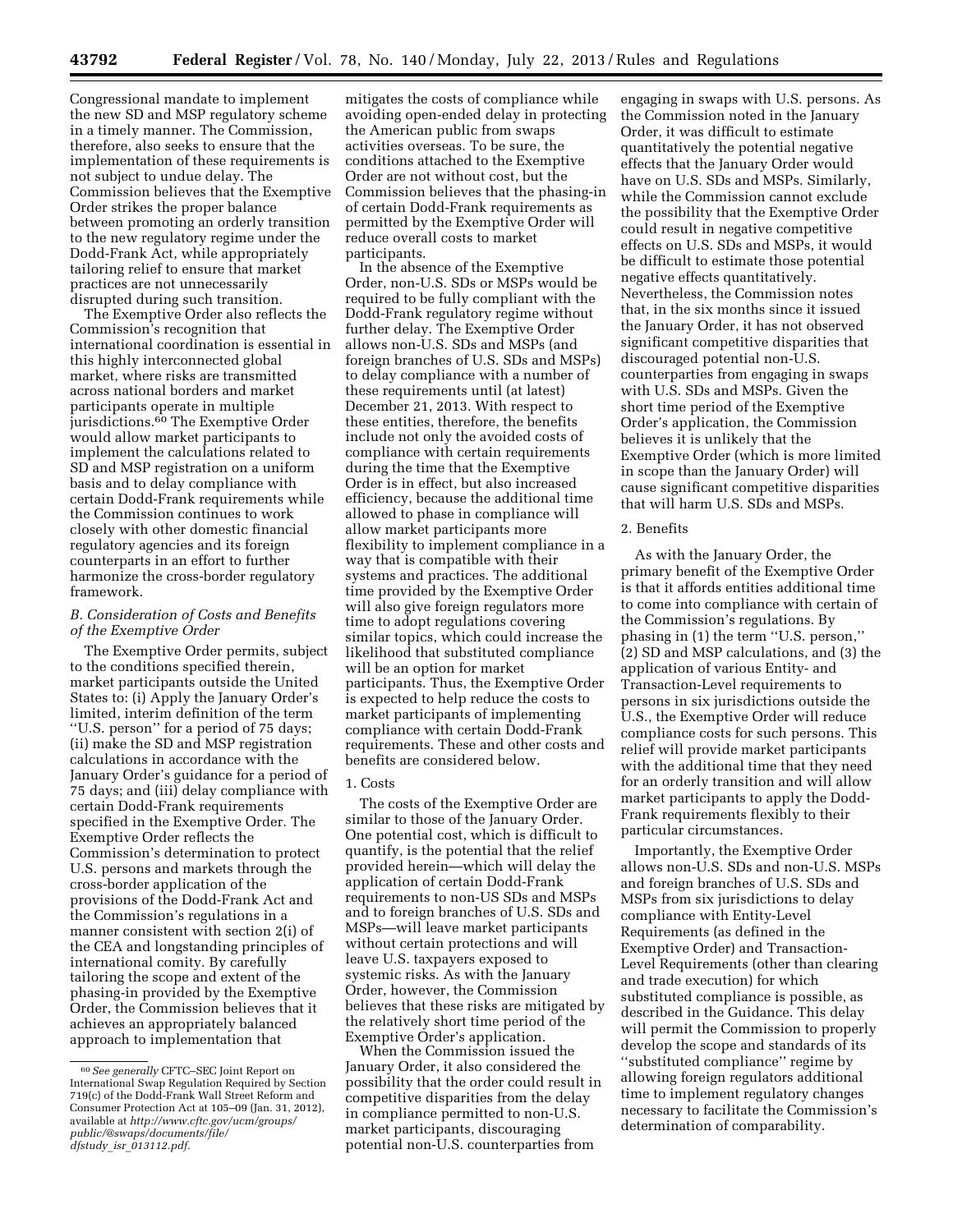Congressional mandate to implement the new SD and MSP regulatory scheme in a timely manner. The Commission, therefore, also seeks to ensure that the implementation of these requirements is not subject to undue delay. The Commission believes that the Exemptive Order strikes the proper balance between promoting an orderly transition to the new regulatory regime under the Dodd-Frank Act, while appropriately tailoring relief to ensure that market practices are not unnecessarily disrupted during such transition.

The Exemptive Order also reflects the Commission's recognition that international coordination is essential in this highly interconnected global market, where risks are transmitted across national borders and market participants operate in multiple jurisdictions.[60] The Exemptive Order would allow market participants to implement the calculations related to SD and MSP registration on a uniform basis and to delay compliance with certain Dodd-Frank requirements while the Commission continues to work closely with other domestic financial regulatory agencies and its foreign counterparts in an effort to further harmonize the cross-border regulatory framework.

### B. Consideration of Costs and Benefits of the Exemptive Order

The Exemptive Order permits, subject to the conditions specified therein, market participants outside the United States to: (i) Apply the January Order's limited, interim definition of the term "U.S. person" for a period of 75 days; (ii) make the SD and MSP registration calculations in accordance with the January Order's guidance for a period of 75 days; and (iii) delay compliance with certain Dodd-Frank requirements specified in the Exemptive Order. The Exemptive Order reflects the Commission's determination to protect U.S. persons and markets through the cross-border application of the provisions of the Dodd-Frank Act and the Commission's regulations in a manner consistent with section 2(i) of the CEA and longstanding principles of international comity. By carefully tailoring the scope and extent of the phasing-in provided by the Exemptive Order, the Commission believes that it achieves an appropriately balanced approach to implementation that mitigates the costs of compliance while avoiding open-ended delay in protecting the American public from swaps activities overseas. To be sure, the conditions attached to the Exemptive Order are not without cost, but the Commission believes that the phasing-in of certain Dodd-Frank requirements as permitted by the Exemptive Order will reduce overall costs to market participants.

In the absence of the Exemptive Order, non-U.S. SDs or MSPs would be required to be fully compliant with the Dodd-Frank regulatory regime without further delay. The Exemptive Order allows non-U.S. SDs and MSPs (and foreign branches of U.S. SDs and MSPs) to delay compliance with a number of these requirements until (at latest) December 21, 2013. With respect to these entities, therefore, the benefits include not only the avoided costs of compliance with certain requirements during the time that the Exemptive Order is in effect, but also increased efficiency, because the additional time allowed to phase in compliance will allow market participants more flexibility to implement compliance in a way that is compatible with their systems and practices. The additional time provided by the Exemptive Order will also give foreign regulators more time to adopt regulations covering similar topics, which could increase the likelihood that substituted compliance will be an option for market participants. Thus, the Exemptive Order is expected to help reduce the costs to market participants of implementing compliance with certain Dodd-Frank requirements. These and other costs and benefits are considered below.

#### 1. Costs

The costs of the Exemptive Order are similar to those of the January Order. One potential cost, which is difficult to quantify, is the potential that the relief provided herein—which will delay the application of certain Dodd-Frank requirements to non-US SDs and MSPs and to foreign branches of U.S. SDs and MSPs—will leave market participants without certain protections and will leave U.S. taxpayers exposed to systemic risks. As with the January Order, however, the Commission believes that these risks are mitigated by the relatively short time period of the Exemptive Order's application.

When the Commission issued the January Order, it also considered the possibility that the order could result in competitive disparities from the delay in compliance permitted to non-U.S. market participants, discouraging potential non-U.S. counterparties from engaging in swaps with U.S. persons. As the Commission noted in the January Order, it was difficult to estimate quantitatively the potential negative effects that the January Order would have on U.S. SDs and MSPs. Similarly, while the Commission cannot exclude the possibility that the Exemptive Order could result in negative competitive effects on U.S. SDs and MSPs, it would be difficult to estimate those potential negative effects quantitatively. Nevertheless, the Commission notes that, in the six months since it issued the January Order, it has not observed significant competitive disparities that discouraged potential non-U.S. counterparties from engaging in swaps with U.S. SDs and MSPs. Given the short time period of the Exemptive Order's application, the Commission believes it is unlikely that the Exemptive Order (which is more limited in scope than the January Order) will cause significant competitive disparities that will harm U.S. SDs and MSPs.

#### 2. Benefits

As with the January Order, the primary benefit of the Exemptive Order is that it affords entities additional time to come into compliance with certain of the Commission's regulations. By phasing in (1) the term "U.S. person," (2) SD and MSP calculations, and (3) the application of various Entity- and Transaction-Level requirements to persons in six jurisdictions outside the U.S., the Exemptive Order will reduce compliance costs for such persons. This relief will provide market participants with the additional time that they need for an orderly transition and will allow market participants to apply the Dodd-Frank requirements flexibly to their particular circumstances.

Importantly, the Exemptive Order allows non-U.S. SDs and non-U.S. MSPs and foreign branches of U.S. SDs and MSPs from six jurisdictions to delay compliance with Entity-Level Requirements (as defined in the Exemptive Order) and Transaction-Level Requirements (other than clearing and trade execution) for which substituted compliance is possible, as described in the Guidance. This delay will permit the Commission to properly develop the scope and standards of its "substituted compliance" regime by allowing foreign regulators additional time to implement regulatory changes necessary to facilitate the Commission's determination of comparability.

[60] *See generally* CFTC–SEC Joint Report on International Swap Regulation Required by Section 719(c) of the Dodd-Frank Wall Street Reform and Consumer Protection Act at 105–09 (Jan. 31, 2012), available at *http://www.cftc.gov/ucm/groups/public/@swaps/documents/file/dfstudy_isr_013112.pdf*.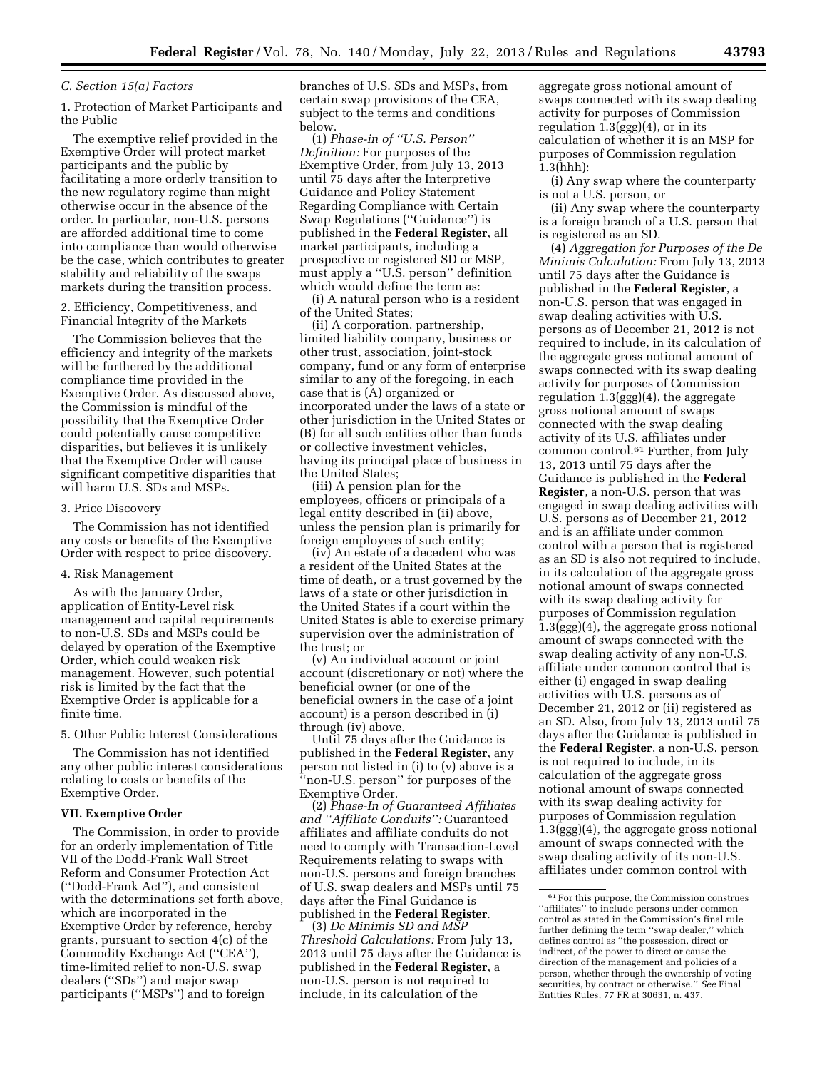### C. Section 15(a) Factors

#### 1. Protection of Market Participants and the Public

The exemptive relief provided in the Exemptive Order will protect market participants and the public by facilitating a more orderly transition to the new regulatory regime than might otherwise occur in the absence of the order. In particular, non-U.S. persons are afforded additional time to come into compliance than would otherwise be the case, which contributes to greater stability and reliability of the swaps markets during the transition process.

#### 2. Efficiency, Competitiveness, and Financial Integrity of the Markets

The Commission believes that the efficiency and integrity of the markets will be furthered by the additional compliance time provided in the Exemptive Order. As discussed above, the Commission is mindful of the possibility that the Exemptive Order could potentially cause competitive disparities, but believes it is unlikely that the Exemptive Order will cause significant competitive disparities that will harm U.S. SDs and MSPs.

#### 3. Price Discovery

The Commission has not identified any costs or benefits of the Exemptive Order with respect to price discovery.

#### 4. Risk Management

As with the January Order, application of Entity-Level risk management and capital requirements to non-U.S. SDs and MSPs could be delayed by operation of the Exemptive Order, which could weaken risk management. However, such potential risk is limited by the fact that the Exemptive Order is applicable for a finite time.

#### 5. Other Public Interest Considerations

The Commission has not identified any other public interest considerations relating to costs or benefits of the Exemptive Order.

## VII. Exemptive Order

The Commission, in order to provide for an orderly implementation of Title VII of the Dodd-Frank Wall Street Reform and Consumer Protection Act (''Dodd-Frank Act''), and consistent with the determinations set forth above, which are incorporated in the Exemptive Order by reference, hereby grants, pursuant to section 4(c) of the Commodity Exchange Act (''CEA''), time-limited relief to non-U.S. swap dealers (''SDs'') and major swap participants (''MSPs'') and to foreign branches of U.S. SDs and MSPs, from certain swap provisions of the CEA, subject to the terms and conditions below.

(1) *Phase-in of ''U.S. Person'' Definition:* For purposes of the Exemptive Order, from July 13, 2013 until 75 days after the Interpretive Guidance and Policy Statement Regarding Compliance with Certain Swap Regulations (''Guidance'') is published in the **Federal Register**, all market participants, including a prospective or registered SD or MSP, must apply a ''U.S. person'' definition which would define the term as:

(i) A natural person who is a resident of the United States;

(ii) A corporation, partnership, limited liability company, business or other trust, association, joint-stock company, fund or any form of enterprise similar to any of the foregoing, in each case that is (A) organized or incorporated under the laws of a state or other jurisdiction in the United States or (B) for all such entities other than funds or collective investment vehicles, having its principal place of business in the United States;

(iii) A pension plan for the employees, officers or principals of a legal entity described in (ii) above, unless the pension plan is primarily for foreign employees of such entity;

(iv) An estate of a decedent who was a resident of the United States at the time of death, or a trust governed by the laws of a state or other jurisdiction in the United States if a court within the United States is able to exercise primary supervision over the administration of the trust; or

(v) An individual account or joint account (discretionary or not) where the beneficial owner (or one of the beneficial owners in the case of a joint account) is a person described in (i) through (iv) above.

Until 75 days after the Guidance is published in the **Federal Register**, any person not listed in (i) to (v) above is a ''non-U.S. person'' for purposes of the Exemptive Order.

(2) *Phase-In of Guaranteed Affiliates and ''Affiliate Conduits'':* Guaranteed affiliates and affiliate conduits do not need to comply with Transaction-Level Requirements relating to swaps with non-U.S. persons and foreign branches of U.S. swap dealers and MSPs until 75 days after the Final Guidance is published in the **Federal Register**.

(3) *De Minimis SD and MSP Threshold Calculations:* From July 13, 2013 until 75 days after the Guidance is published in the **Federal Register**, a non-U.S. person is not required to include, in its calculation of the aggregate gross notional amount of swaps connected with its swap dealing activity for purposes of Commission regulation 1.3(ggg)(4), or in its calculation of whether it is an MSP for purposes of Commission regulation 1.3(hhh):

(i) Any swap where the counterparty is not a U.S. person, or

(ii) Any swap where the counterparty is a foreign branch of a U.S. person that is registered as an SD.

(4) *Aggregation for Purposes of the De Minimis Calculation:* From July 13, 2013 until 75 days after the Guidance is published in the **Federal Register**, a non-U.S. person that was engaged in swap dealing activities with U.S. persons as of December 21, 2012 is not required to include, in its calculation of the aggregate gross notional amount of swaps connected with its swap dealing activity for purposes of Commission regulation 1.3(ggg)(4), the aggregate gross notional amount of swaps connected with the swap dealing activity of its U.S. affiliates under common control.[61] Further, from July 13, 2013 until 75 days after the Guidance is published in the **Federal Register**, a non-U.S. person that was engaged in swap dealing activities with U.S. persons as of December 21, 2012 and is an affiliate under common control with a person that is registered as an SD is also not required to include, in its calculation of the aggregate gross notional amount of swaps connected with its swap dealing activity for purposes of Commission regulation 1.3(ggg)(4), the aggregate gross notional amount of swaps connected with the swap dealing activity of any non-U.S. affiliate under common control that is either (i) engaged in swap dealing activities with U.S. persons as of December 21, 2012 or (ii) registered as an SD. Also, from July 13, 2013 until 75 days after the Guidance is published in the **Federal Register**, a non-U.S. person is not required to include, in its calculation of the aggregate gross notional amount of swaps connected with its swap dealing activity for purposes of Commission regulation 1.3(ggg)(4), the aggregate gross notional amount of swaps connected with the swap dealing activity of its non-U.S. affiliates under common control with

[61] For this purpose, the Commission construes ''affiliates'' to include persons under common control as stated in the Commission's final rule further defining the term ''swap dealer,'' which defines control as ''the possession, direct or indirect, of the power to direct or cause the direction of the management and policies of a person, whether through the ownership of voting securities, by contract or otherwise.'' *See* Final Entities Rules, 77 FR at 30631, n. 437.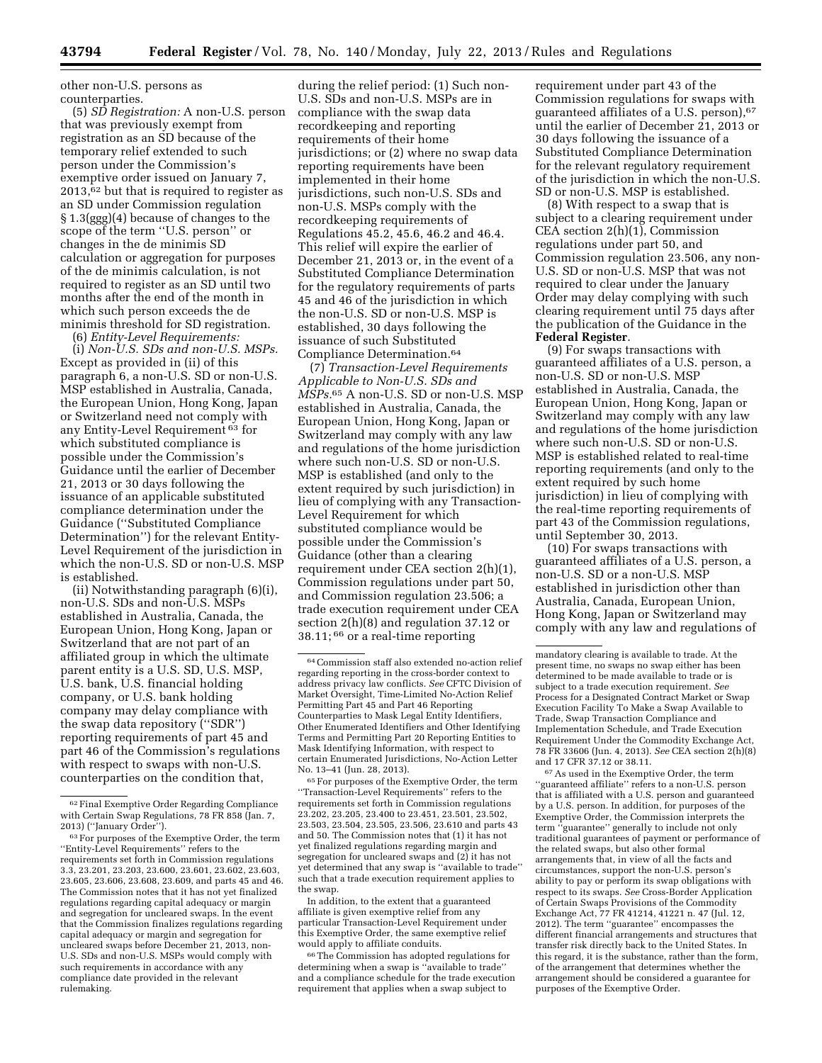other non-U.S. persons as counterparties.

(5) *SD Registration:* A non-U.S. person that was previously exempt from registration as an SD because of the temporary relief extended to such person under the Commission's exemptive order issued on January 7, 2013,[62] but that is required to register as an SD under Commission regulation § 1.3(ggg)(4) because of changes to the scope of the term ''U.S. person'' or changes in the de minimis SD calculation or aggregation for purposes of the de minimis calculation, is not required to register as an SD until two months after the end of the month in which such person exceeds the de minimis threshold for SD registration.

(6) *Entity-Level Requirements:*

(i) *Non-U.S. SDs and non-U.S. MSPs.* Except as provided in (ii) of this paragraph 6, a non-U.S. SD or non-U.S. MSP established in Australia, Canada, the European Union, Hong Kong, Japan or Switzerland need not comply with any Entity-Level Requirement[63] for which substituted compliance is possible under the Commission's Guidance until the earlier of December 21, 2013 or 30 days following the issuance of an applicable substituted compliance determination under the Guidance (''Substituted Compliance Determination'') for the relevant Entity-Level Requirement of the jurisdiction in which the non-U.S. SD or non-U.S. MSP is established.

(ii) Notwithstanding paragraph (6)(i), non-U.S. SDs and non-U.S. MSPs established in Australia, Canada, the European Union, Hong Kong, Japan or Switzerland that are not part of an affiliated group in which the ultimate parent entity is a U.S. SD, U.S. MSP, U.S. bank, U.S. financial holding company, or U.S. bank holding company may delay compliance with the swap data repository (''SDR'') reporting requirements of part 45 and part 46 of the Commission's regulations with respect to swaps with non-U.S. counterparties on the condition that, during the relief period: (1) Such non-U.S. SDs and non-U.S. MSPs are in compliance with the swap data recordkeeping and reporting requirements of their home jurisdictions; or (2) where no swap data reporting requirements have been implemented in their home jurisdictions, such non-U.S. SDs and non-U.S. MSPs comply with the recordkeeping requirements of Regulations 45.2, 45.6, 46.2 and 46.4. This relief will expire the earlier of December 21, 2013 or, in the event of a Substituted Compliance Determination for the regulatory requirements of parts 45 and 46 of the jurisdiction in which the non-U.S. SD or non-U.S. MSP is established, 30 days following the issuance of such Substituted Compliance Determination.[64]

(7) *Transaction-Level Requirements Applicable to Non-U.S. SDs and MSPs.*[65] A non-U.S. SD or non-U.S. MSP established in Australia, Canada, the European Union, Hong Kong, Japan or Switzerland may comply with any law and regulations of the home jurisdiction where such non-U.S. SD or non-U.S. MSP is established (and only to the extent required by such jurisdiction) in lieu of complying with any Transaction-Level Requirement for which substituted compliance would be possible under the Commission's Guidance (other than a clearing requirement under CEA section 2(h)(1), Commission regulations under part 50, and Commission regulation 23.506; a trade execution requirement under CEA section 2(h)(8) and regulation 37.12 or 38.11;[66] or a real-time reporting requirement under part 43 of the Commission regulations for swaps with guaranteed affiliates of a U.S. person),[67] until the earlier of December 21, 2013 or 30 days following the issuance of a Substituted Compliance Determination for the relevant regulatory requirement of the jurisdiction in which the non-U.S. SD or non-U.S. MSP is established.

(8) With respect to a swap that is subject to a clearing requirement under CEA section 2(h)(1), Commission regulations under part 50, and Commission regulation 23.506, any non-U.S. SD or non-U.S. MSP that was not required to clear under the January Order may delay complying with such clearing requirement until 75 days after the publication of the Guidance in the **Federal Register**.

(9) For swaps transactions with guaranteed affiliates of a U.S. person, a non-U.S. SD or non-U.S. MSP established in Australia, Canada, the European Union, Hong Kong, Japan or Switzerland may comply with any law and regulations of the home jurisdiction where such non-U.S. SD or non-U.S. MSP is established related to real-time reporting requirements (and only to the extent required by such home jurisdiction) in lieu of complying with the real-time reporting requirements of part 43 of the Commission regulations, until September 30, 2013.

(10) For swaps transactions with guaranteed affiliates of a U.S. person, a non-U.S. SD or a non-U.S. MSP established in jurisdiction other than Australia, Canada, European Union, Hong Kong, Japan or Switzerland may comply with any law and regulations of

---

[62] Final Exemptive Order Regarding Compliance with Certain Swap Regulations, 78 FR 858 (Jan. 7, 2013) (''January Order'').

[63] For purposes of the Exemptive Order, the term ''Entity-Level Requirements'' refers to the requirements set forth in Commission regulations 3.3, 23.201, 23.203, 23.600, 23.601, 23.602, 23.603, 23.605, 23.606, 23.608, 23.609, and parts 45 and 46. The Commission notes that it has not yet finalized regulations regarding capital adequacy or margin and segregation for uncleared swaps. In the event that the Commission finalizes regulations regarding capital adequacy or margin and segregation for uncleared swaps before December 21, 2013, non-U.S. SDs and non-U.S. MSPs would comply with such requirements in accordance with any compliance date provided in the relevant rulemaking.

[64] Commission staff also extended no-action relief regarding reporting in the cross-border context to address privacy law conflicts. *See* CFTC Division of Market Oversight, Time-Limited No-Action Relief Permitting Part 45 and Part 46 Reporting Counterparties to Mask Legal Entity Identifiers, Other Enumerated Identifiers and Other Identifying Terms and Permitting Part 20 Reporting Entities to Mask Identifying Information, with respect to certain Enumerated Jurisdictions, No-Action Letter No. 13–41 (Jun. 28, 2013).

[65] For purposes of the Exemptive Order, the term ''Transaction-Level Requirements'' refers to the requirements set forth in Commission regulations 23.202, 23.205, 23.400 to 23.451, 23.501, 23.502, 23.503, 23.504, 23.505, 23.506, 23.610 and parts 43 and 50. The Commission notes that (1) it has not yet finalized regulations regarding margin and segregation for uncleared swaps and (2) it has not yet determined that any swap is ''available to trade'' such that a trade execution requirement applies to the swap.

In addition, to the extent that a guaranteed affiliate is given exemptive relief from any particular Transaction-Level Requirement under this Exemptive Order, the same exemptive relief would apply to affiliate conduits.

[66] The Commission has adopted regulations for determining when a swap is ''available to trade'' and a compliance schedule for the trade execution requirement that applies when a swap subject to mandatory clearing is available to trade. At the present time, no swaps no swap either has been determined to be made available to trade or is subject to a trade execution requirement. *See* Process for a Designated Contract Market or Swap Execution Facility To Make a Swap Available to Trade, Swap Transaction Compliance and Implementation Schedule, and Trade Execution Requirement Under the Commodity Exchange Act, 78 FR 33606 (Jun. 4, 2013). *See* CEA section 2(h)(8) and 17 CFR 37.12 or 38.11.

[67] As used in the Exemptive Order, the term ''guaranteed affiliate'' refers to a non-U.S. person that is affiliated with a U.S. person and guaranteed by a U.S. person. In addition, for purposes of the Exemptive Order, the Commission interprets the term ''guarantee'' generally to include not only traditional guarantees of payment or performance of the related swaps, but also other formal arrangements that, in view of all the facts and circumstances, support the non-U.S. person's ability to pay or perform its swap obligations with respect to its swaps. *See* Cross-Border Application of Certain Swaps Provisions of the Commodity Exchange Act, 77 FR 41214, 41221 n. 47 (Jul. 12, 2012). The term ''guarantee'' encompasses the different financial arrangements and structures that transfer risk directly back to the United States. In this regard, it is the substance, rather than the form, of the arrangement that determines whether the arrangement should be considered a guarantee for purposes of the Exemptive Order.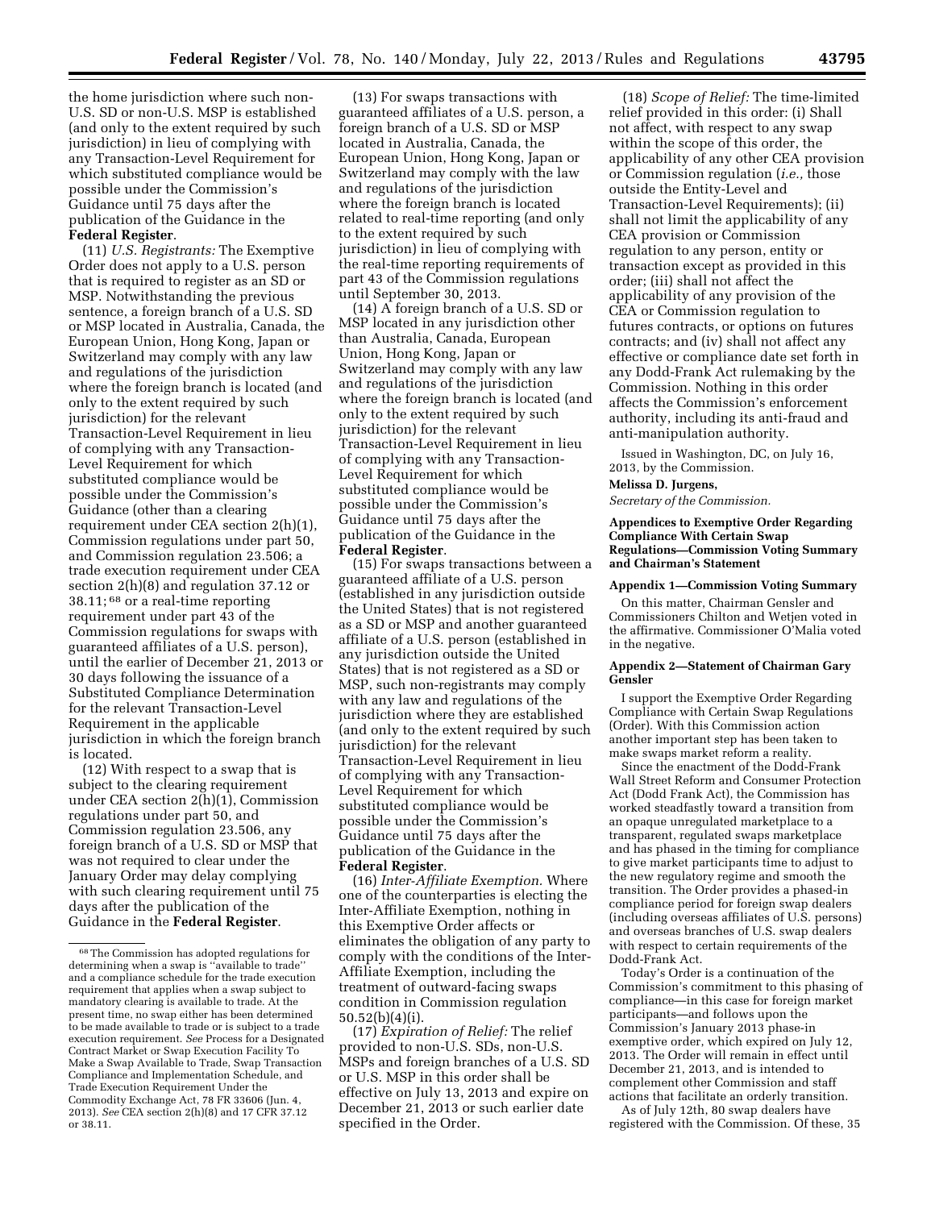the home jurisdiction where such non-U.S. SD or non-U.S. MSP is established (and only to the extent required by such jurisdiction) in lieu of complying with any Transaction-Level Requirement for which substituted compliance would be possible under the Commission's Guidance until 75 days after the publication of the Guidance in the **Federal Register**.

(11) *U.S. Registrants:* The Exemptive Order does not apply to a U.S. person that is required to register as an SD or MSP. Notwithstanding the previous sentence, a foreign branch of a U.S. SD or MSP located in Australia, Canada, the European Union, Hong Kong, Japan or Switzerland may comply with any law and regulations of the jurisdiction where the foreign branch is located (and only to the extent required by such jurisdiction) for the relevant Transaction-Level Requirement in lieu of complying with any Transaction-Level Requirement for which substituted compliance would be possible under the Commission's Guidance (other than a clearing requirement under CEA section 2(h)(1), Commission regulations under part 50, and Commission regulation 23.506; a trade execution requirement under CEA section 2(h)(8) and regulation 37.12 or 38.11;[68] or a real-time reporting requirement under part 43 of the Commission regulations for swaps with guaranteed affiliates of a U.S. person), until the earlier of December 21, 2013 or 30 days following the issuance of a Substituted Compliance Determination for the relevant Transaction-Level Requirement in the applicable jurisdiction in which the foreign branch is located.

(12) With respect to a swap that is subject to the clearing requirement under CEA section 2(h)(1), Commission regulations under part 50, and Commission regulation 23.506, any foreign branch of a U.S. SD or MSP that was not required to clear under the January Order may delay complying with such clearing requirement until 75 days after the publication of the Guidance in the **Federal Register**.

(13) For swaps transactions with guaranteed affiliates of a U.S. person, a foreign branch of a U.S. SD or MSP located in Australia, Canada, the European Union, Hong Kong, Japan or Switzerland may comply with the law and regulations of the jurisdiction where the foreign branch is located related to real-time reporting (and only to the extent required by such jurisdiction) in lieu of complying with the real-time reporting requirements of part 43 of the Commission regulations until September 30, 2013.

(14) A foreign branch of a U.S. SD or MSP located in any jurisdiction other than Australia, Canada, European Union, Hong Kong, Japan or Switzerland may comply with any law and regulations of the jurisdiction where the foreign branch is located (and only to the extent required by such jurisdiction) for the relevant Transaction-Level Requirement in lieu of complying with any Transaction-Level Requirement for which substituted compliance would be possible under the Commission's Guidance until 75 days after the publication of the Guidance in the **Federal Register**.

(15) For swaps transactions between a guaranteed affiliate of a U.S. person (established in any jurisdiction outside the United States) that is not registered as a SD or MSP and another guaranteed affiliate of a U.S. person (established in any jurisdiction outside the United States) that is not registered as a SD or MSP, such non-registrants may comply with any law and regulations of the jurisdiction where they are established (and only to the extent required by such jurisdiction) for the relevant Transaction-Level Requirement in lieu of complying with any Transaction-Level Requirement for which substituted compliance would be possible under the Commission's Guidance until 75 days after the publication of the Guidance in the **Federal Register**.

(16) *Inter-Affiliate Exemption.* Where one of the counterparties is electing the Inter-Affiliate Exemption, nothing in this Exemptive Order affects or eliminates the obligation of any party to comply with the conditions of the Inter-Affiliate Exemption, including the treatment of outward-facing swaps condition in Commission regulation 50.52(b)(4)(i).

(17) *Expiration of Relief:* The relief provided to non-U.S. SDs, non-U.S. MSPs and foreign branches of a U.S. SD or U.S. MSP in this order shall be effective on July 13, 2013 and expire on December 21, 2013 or such earlier date specified in the Order.

(18) *Scope of Relief:* The time-limited relief provided in this order: (i) Shall not affect, with respect to any swap within the scope of this order, the applicability of any other CEA provision or Commission regulation (*i.e.,* those outside the Entity-Level and Transaction-Level Requirements); (ii) shall not limit the applicability of any CEA provision or Commission regulation to any person, entity or transaction except as provided in this order; (iii) shall not affect the applicability of any provision of the CEA or Commission regulation to futures contracts, or options on futures contracts; and (iv) shall not affect any effective or compliance date set forth in any Dodd-Frank Act rulemaking by the Commission. Nothing in this order affects the Commission's enforcement authority, including its anti-fraud and anti-manipulation authority.

Issued in Washington, DC, on July 16, 2013, by the Commission.

**Melissa D. Jurgens,**

*Secretary of the Commission.*

**Appendices to Exemptive Order Regarding Compliance With Certain Swap Regulations—Commission Voting Summary and Chairman's Statement**

**Appendix 1—Commission Voting Summary**

On this matter, Chairman Gensler and Commissioners Chilton and Wetjen voted in the affirmative. Commissioner O'Malia voted in the negative.

**Appendix 2—Statement of Chairman Gary Gensler**

I support the Exemptive Order Regarding Compliance with Certain Swap Regulations (Order). With this Commission action another important step has been taken to make swaps market reform a reality.

Since the enactment of the Dodd-Frank Wall Street Reform and Consumer Protection Act (Dodd Frank Act), the Commission has worked steadfastly toward a transition from an opaque unregulated marketplace to a transparent, regulated swaps marketplace and has phased in the timing for compliance to give market participants time to adjust to the new regulatory regime and smooth the transition. The Order provides a phased-in compliance period for foreign swap dealers (including overseas affiliates of U.S. persons) and overseas branches of U.S. swap dealers with respect to certain requirements of the Dodd-Frank Act.

Today's Order is a continuation of the Commission's commitment to this phasing of compliance—in this case for foreign market participants—and follows upon the Commission's January 2013 phase-in exemptive order, which expired on July 12, 2013. The Order will remain in effect until December 21, 2013, and is intended to complement other Commission and staff actions that facilitate an orderly transition.

As of July 12th, 80 swap dealers have registered with the Commission. Of these, 35

---

[68] The Commission has adopted regulations for determining when a swap is "available to trade" and a compliance schedule for the trade execution requirement that applies when a swap subject to mandatory clearing is available to trade. At the present time, no swap either has been determined to be made available to trade or is subject to a trade execution requirement. *See* Process for a Designated Contract Market or Swap Execution Facility To Make a Swap Available to Trade, Swap Transaction Compliance and Implementation Schedule, and Trade Execution Requirement Under the Commodity Exchange Act, 78 FR 33606 (Jun. 4, 2013). *See* CEA section 2(h)(8) and 17 CFR 37.12 or 38.11.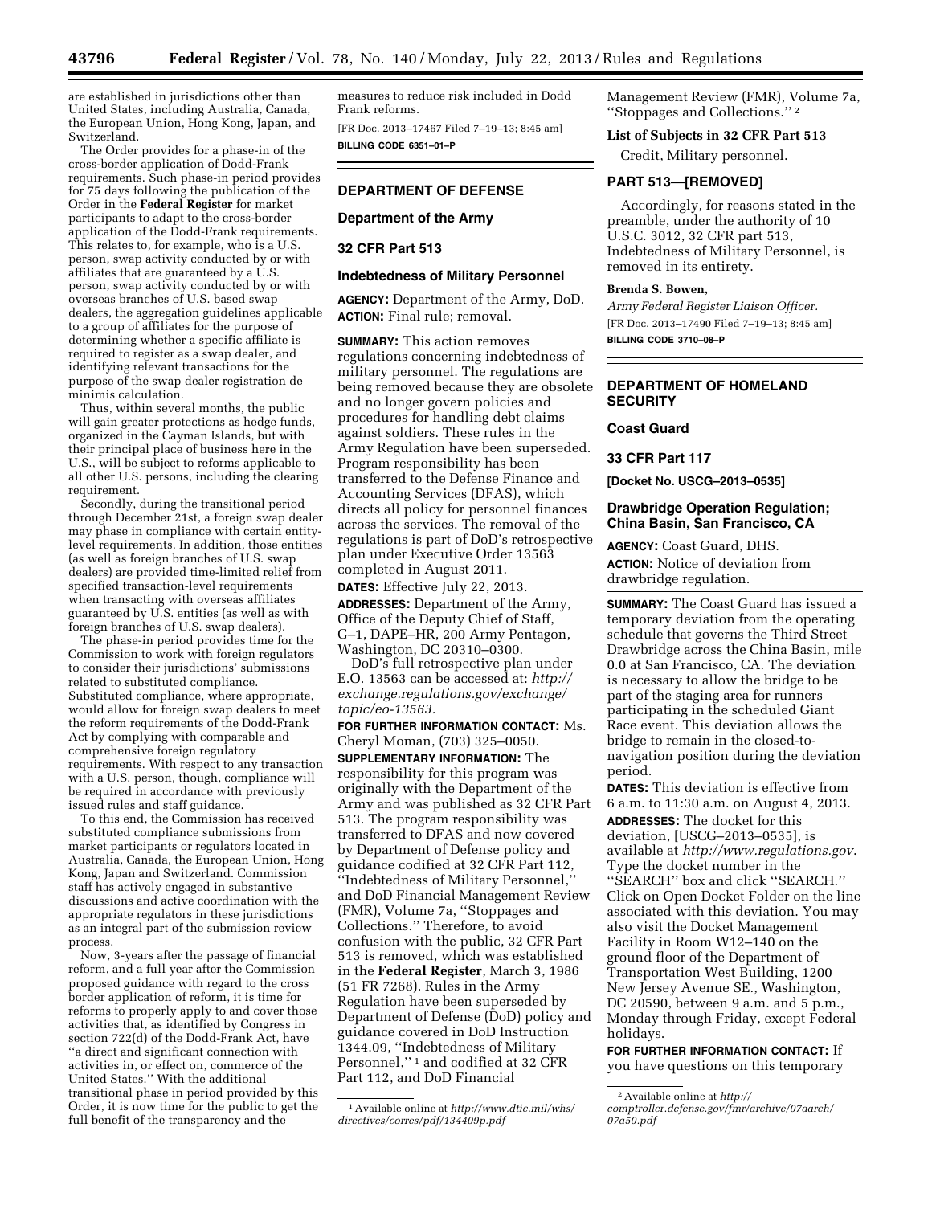are established in jurisdictions other than United States, including Australia, Canada, the European Union, Hong Kong, Japan, and Switzerland.

The Order provides for a phase-in of the cross-border application of Dodd-Frank requirements. Such phase-in period provides for 75 days following the publication of the Order in the **Federal Register** for market participants to adapt to the cross-border application of the Dodd-Frank requirements. This relates to, for example, who is a U.S. person, swap activity conducted by or with affiliates that are guaranteed by a U.S. person, swap activity conducted by or with overseas branches of U.S. based swap dealers, the aggregation guidelines applicable to a group of affiliates for the purpose of determining whether a specific affiliate is required to register as a swap dealer, and identifying relevant transactions for the purpose of the swap dealer registration de minimis calculation.

Thus, within several months, the public will gain greater protections as hedge funds, organized in the Cayman Islands, but with their principal place of business here in the U.S., will be subject to reforms applicable to all other U.S. persons, including the clearing requirement.

Secondly, during the transitional period through December 21st, a foreign swap dealer may phase in compliance with certain entity-level requirements. In addition, those entities (as well as foreign branches of U.S. swap dealers) are provided time-limited relief from specified transaction-level requirements when transacting with overseas affiliates guaranteed by U.S. entities (as well as with foreign branches of U.S. swap dealers).

The phase-in period provides time for the Commission to work with foreign regulators to consider their jurisdictions' submissions related to substituted compliance. Substituted compliance, where appropriate, would allow for foreign swap dealers to meet the reform requirements of the Dodd-Frank Act by complying with comparable and comprehensive foreign regulatory requirements. With respect to any transaction with a U.S. person, though, compliance will be required in accordance with previously issued rules and staff guidance.

To this end, the Commission has received substituted compliance submissions from market participants or regulators located in Australia, Canada, the European Union, Hong Kong, Japan and Switzerland. Commission staff has actively engaged in substantive discussions and active coordination with the appropriate regulators in these jurisdictions as an integral part of the submission review process.

Now, 3-years after the passage of financial reform, and a full year after the Commission proposed guidance with regard to the cross border application of reform, it is time for reforms to properly apply to and cover those activities that, as identified by Congress in section 722(d) of the Dodd-Frank Act, have "a direct and significant connection with activities in, or effect on, commerce of the United States." With the additional transitional phase in period provided by this Order, it is now time for the public to get the full benefit of the transparency and the measures to reduce risk included in Dodd Frank reforms.

[FR Doc. 2013–17467 Filed 7–19–13; 8:45 am]

**BILLING CODE 6351–01–P**

## DEPARTMENT OF DEFENSE

### Department of the Army

### 32 CFR Part 513

### Indebtedness of Military Personnel

**AGENCY:** Department of the Army, DoD.

**ACTION:** Final rule; removal.

**SUMMARY:** This action removes regulations concerning indebtedness of military personnel. The regulations are being removed because they are obsolete and no longer govern policies and procedures for handling debt claims against soldiers. These rules in the Army Regulation have been superseded. Program responsibility has been transferred to the Defense Finance and Accounting Services (DFAS), which directs all policy for personnel finances across the services. The removal of the regulations is part of DoD's retrospective plan under Executive Order 13563 completed in August 2011.

**DATES:** Effective July 22, 2013.

**ADDRESSES:** Department of the Army, Office of the Deputy Chief of Staff, G–1, DAPE–HR, 200 Army Pentagon, Washington, DC 20310–0300.

DoD's full retrospective plan under E.O. 13563 can be accessed at: *http://exchange.regulations.gov/exchange/topic/eo-13563.*

**FOR FURTHER INFORMATION CONTACT:** Ms. Cheryl Moman, (703) 325–0050.

**SUPPLEMENTARY INFORMATION:** The responsibility for this program was originally with the Department of the Army and was published as 32 CFR Part 513. The program responsibility was transferred to DFAS and now covered by Department of Defense policy and guidance codified at 32 CFR Part 112, "Indebtedness of Military Personnel," and DoD Financial Management Review (FMR), Volume 7a, "Stoppages and Collections." Therefore, to avoid confusion with the public, 32 CFR Part 513 is removed, which was established in the **Federal Register**, March 3, 1986 (51 FR 7268). Rules in the Army Regulation have been superseded by Department of Defense (DoD) policy and guidance covered in DoD Instruction 1344.09, "Indebtedness of Military Personnel," [1] and codified at 32 CFR Part 112, and DoD Financial Management Review (FMR), Volume 7a, "Stoppages and Collections." [2]

[1] Available online at *http://www.dtic.mil/whs/directives/corres/pdf/134409p.pdf*

[2] Available online at *http://comptroller.defense.gov/fmr/archive/07aarch/07a50.pdf*

**List of Subjects in 32 CFR Part 513**

Credit, Military personnel.

**PART 513—[REMOVED]**

Accordingly, for reasons stated in the preamble, under the authority of 10 U.S.C. 3012, 32 CFR part 513, Indebtedness of Military Personnel, is removed in its entirety.

**Brenda S. Bowen,**

*Army Federal Register Liaison Officer.*

[FR Doc. 2013–17490 Filed 7–19–13; 8:45 am]

**BILLING CODE 3710–08–P**

## DEPARTMENT OF HOMELAND SECURITY

### Coast Guard

### 33 CFR Part 117

**[Docket No. USCG–2013–0535]**

### Drawbridge Operation Regulation; China Basin, San Francisco, CA

**AGENCY:** Coast Guard, DHS.

**ACTION:** Notice of deviation from drawbridge regulation.

**SUMMARY:** The Coast Guard has issued a temporary deviation from the operating schedule that governs the Third Street Drawbridge across the China Basin, mile 0.0 at San Francisco, CA. The deviation is necessary to allow the bridge to be part of the staging area for runners participating in the scheduled Giant Race event. This deviation allows the bridge to remain in the closed-to-navigation position during the deviation period.

**DATES:** This deviation is effective from 6 a.m. to 11:30 a.m. on August 4, 2013.

**ADDRESSES:** The docket for this deviation, [USCG–2013–0535], is available at *http://www.regulations.gov*. Type the docket number in the "SEARCH" box and click "SEARCH." Click on Open Docket Folder on the line associated with this deviation. You may also visit the Docket Management Facility in Room W12–140 on the ground floor of the Department of Transportation West Building, 1200 New Jersey Avenue SE., Washington, DC 20590, between 9 a.m. and 5 p.m., Monday through Friday, except Federal holidays.

**FOR FURTHER INFORMATION CONTACT:** If you have questions on this temporary